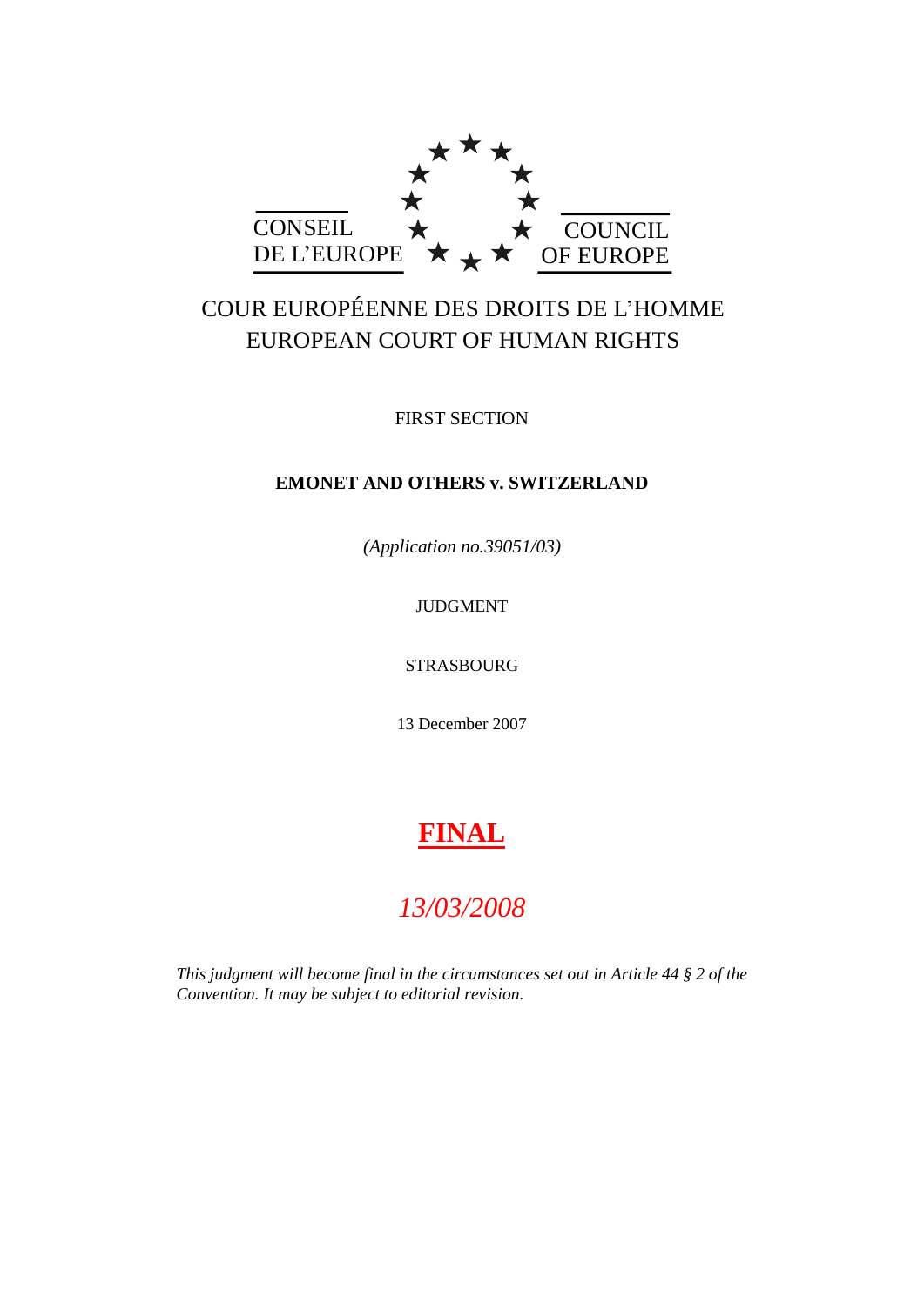CONSEIL DE L'EUROPE

COUNCIL OF EUROPE

COUR EUROPÉENNE DES DROITS DE L'HOMME
EUROPEAN COURT OF HUMAN RIGHTS

FIRST SECTION

**EMONET AND OTHERS v. SWITZERLAND**

*(Application no.39051/03)*

JUDGMENT

STRASBOURG

13 December 2007

# **FINAL**

*13/03/2008*

*This judgment will become final in the circumstances set out in Article 44 § 2 of the Convention. It may be subject to editorial revision.*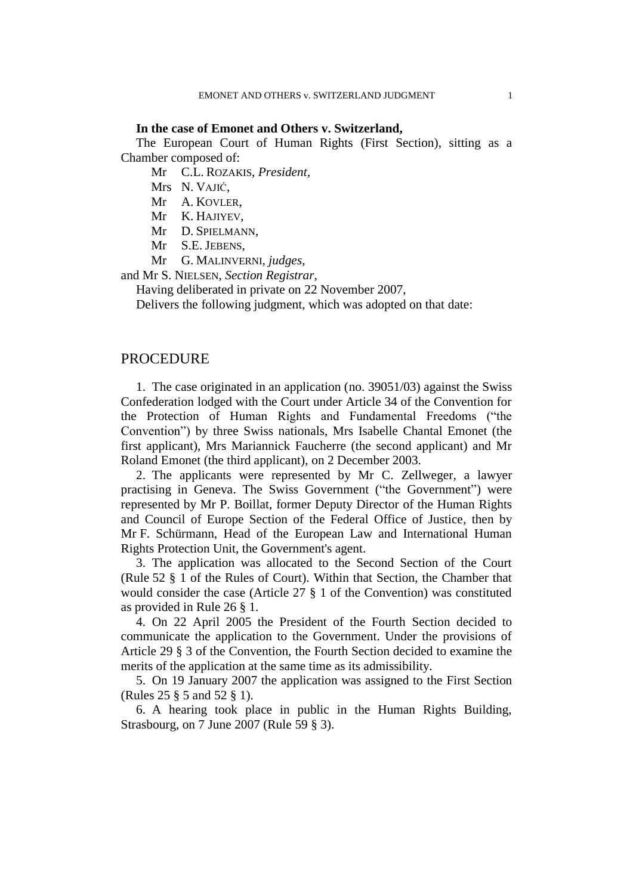**In the case of Emonet and Others v. Switzerland,**

The European Court of Human Rights (First Section), sitting as a Chamber composed of:

Mr C.L. ROZAKIS, *President*,
Mrs N. VAJIĆ,
Mr A. KOVLER,
Mr K. HAJIYEV,
Mr D. SPIELMANN,
Mr S.E. JEBENS,
Mr G. MALINVERNI, *judges*,

and Mr S. NIELSEN, *Section Registrar*,

Having deliberated in private on 22 November 2007,

Delivers the following judgment, which was adopted on that date:

## PROCEDURE

1. The case originated in an application (no. 39051/03) against the Swiss Confederation lodged with the Court under Article 34 of the Convention for the Protection of Human Rights and Fundamental Freedoms ("the Convention") by three Swiss nationals, Mrs Isabelle Chantal Emonet (the first applicant), Mrs Mariannick Faucherre (the second applicant) and Mr Roland Emonet (the third applicant), on 2 December 2003.

2. The applicants were represented by Mr C. Zellweger, a lawyer practising in Geneva. The Swiss Government ("the Government") were represented by Mr P. Boillat, former Deputy Director of the Human Rights and Council of Europe Section of the Federal Office of Justice, then by Mr F. Schürmann, Head of the European Law and International Human Rights Protection Unit, the Government's agent.

3. The application was allocated to the Second Section of the Court (Rule 52 § 1 of the Rules of Court). Within that Section, the Chamber that would consider the case (Article 27 § 1 of the Convention) was constituted as provided in Rule 26 § 1.

4. On 22 April 2005 the President of the Fourth Section decided to communicate the application to the Government. Under the provisions of Article 29 § 3 of the Convention, the Fourth Section decided to examine the merits of the application at the same time as its admissibility.

5. On 19 January 2007 the application was assigned to the First Section (Rules 25 § 5 and 52 § 1).

6. A hearing took place in public in the Human Rights Building, Strasbourg, on 7 June 2007 (Rule 59 § 3).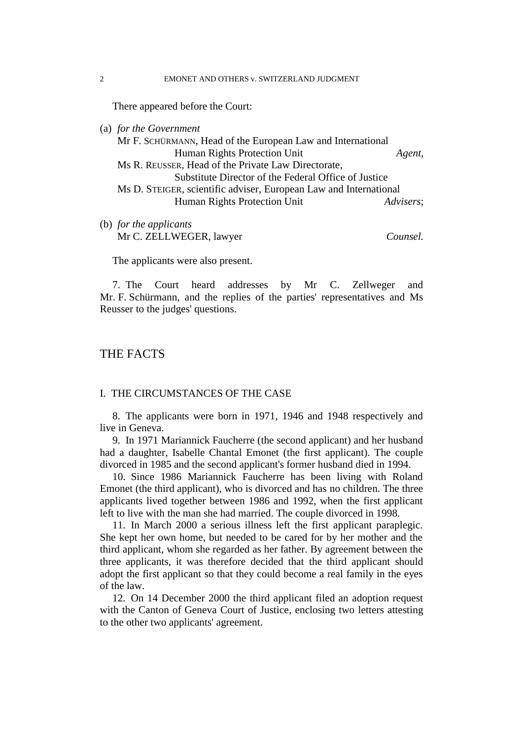There appeared before the Court:

(a) *for the Government*
Mr F. SCHÜRMANN, Head of the European Law and International Human Rights Protection Unit *Agent*,
Ms R. REUSSER, Head of the Private Law Directorate, Substitute Director of the Federal Office of Justice
Ms D. STEIGER, scientific adviser, European Law and International Human Rights Protection Unit *Advisers*;

(b) *for the applicants*
Mr C. ZELLWEGER, lawyer *Counsel.*

The applicants were also present.

7. The Court heard addresses by Mr C. Zellweger and Mr. F. Schürmann, and the replies of the parties' representatives and Ms Reusser to the judges' questions.

## THE FACTS

### I. THE CIRCUMSTANCES OF THE CASE

8. The applicants were born in 1971, 1946 and 1948 respectively and live in Geneva.

9. In 1971 Mariannick Faucherre (the second applicant) and her husband had a daughter, Isabelle Chantal Emonet (the first applicant). The couple divorced in 1985 and the second applicant's former husband died in 1994.

10. Since 1986 Mariannick Faucherre has been living with Roland Emonet (the third applicant), who is divorced and has no children. The three applicants lived together between 1986 and 1992, when the first applicant left to live with the man she had married. The couple divorced in 1998.

11. In March 2000 a serious illness left the first applicant paraplegic. She kept her own home, but needed to be cared for by her mother and the third applicant, whom she regarded as her father. By agreement between the three applicants, it was therefore decided that the third applicant should adopt the first applicant so that they could become a real family in the eyes of the law.

12. On 14 December 2000 the third applicant filed an adoption request with the Canton of Geneva Court of Justice, enclosing two letters attesting to the other two applicants' agreement.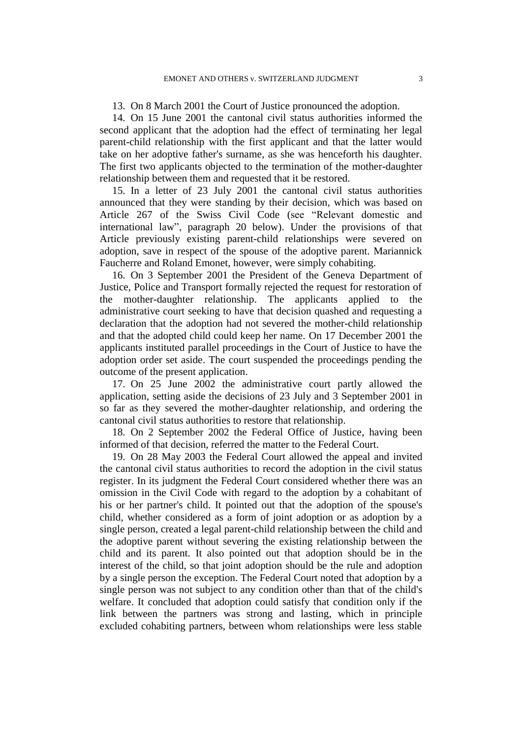13. On 8 March 2001 the Court of Justice pronounced the adoption.

14. On 15 June 2001 the cantonal civil status authorities informed the second applicant that the adoption had the effect of terminating her legal parent-child relationship with the first applicant and that the latter would take on her adoptive father's surname, as she was henceforth his daughter. The first two applicants objected to the termination of the mother-daughter relationship between them and requested that it be restored.

15. In a letter of 23 July 2001 the cantonal civil status authorities announced that they were standing by their decision, which was based on Article 267 of the Swiss Civil Code (see "Relevant domestic and international law", paragraph 20 below). Under the provisions of that Article previously existing parent-child relationships were severed on adoption, save in respect of the spouse of the adoptive parent. Mariannick Faucherre and Roland Emonet, however, were simply cohabiting.

16. On 3 September 2001 the President of the Geneva Department of Justice, Police and Transport formally rejected the request for restoration of the mother-daughter relationship. The applicants applied to the administrative court seeking to have that decision quashed and requesting a declaration that the adoption had not severed the mother-child relationship and that the adopted child could keep her name. On 17 December 2001 the applicants instituted parallel proceedings in the Court of Justice to have the adoption order set aside. The court suspended the proceedings pending the outcome of the present application.

17. On 25 June 2002 the administrative court partly allowed the application, setting aside the decisions of 23 July and 3 September 2001 in so far as they severed the mother-daughter relationship, and ordering the cantonal civil status authorities to restore that relationship.

18. On 2 September 2002 the Federal Office of Justice, having been informed of that decision, referred the matter to the Federal Court.

19. On 28 May 2003 the Federal Court allowed the appeal and invited the cantonal civil status authorities to record the adoption in the civil status register. In its judgment the Federal Court considered whether there was an omission in the Civil Code with regard to the adoption by a cohabitant of his or her partner's child. It pointed out that the adoption of the spouse's child, whether considered as a form of joint adoption or as adoption by a single person, created a legal parent-child relationship between the child and the adoptive parent without severing the existing relationship between the child and its parent. It also pointed out that adoption should be in the interest of the child, so that joint adoption should be the rule and adoption by a single person the exception. The Federal Court noted that adoption by a single person was not subject to any condition other than that of the child's welfare. It concluded that adoption could satisfy that condition only if the link between the partners was strong and lasting, which in principle excluded cohabiting partners, between whom relationships were less stable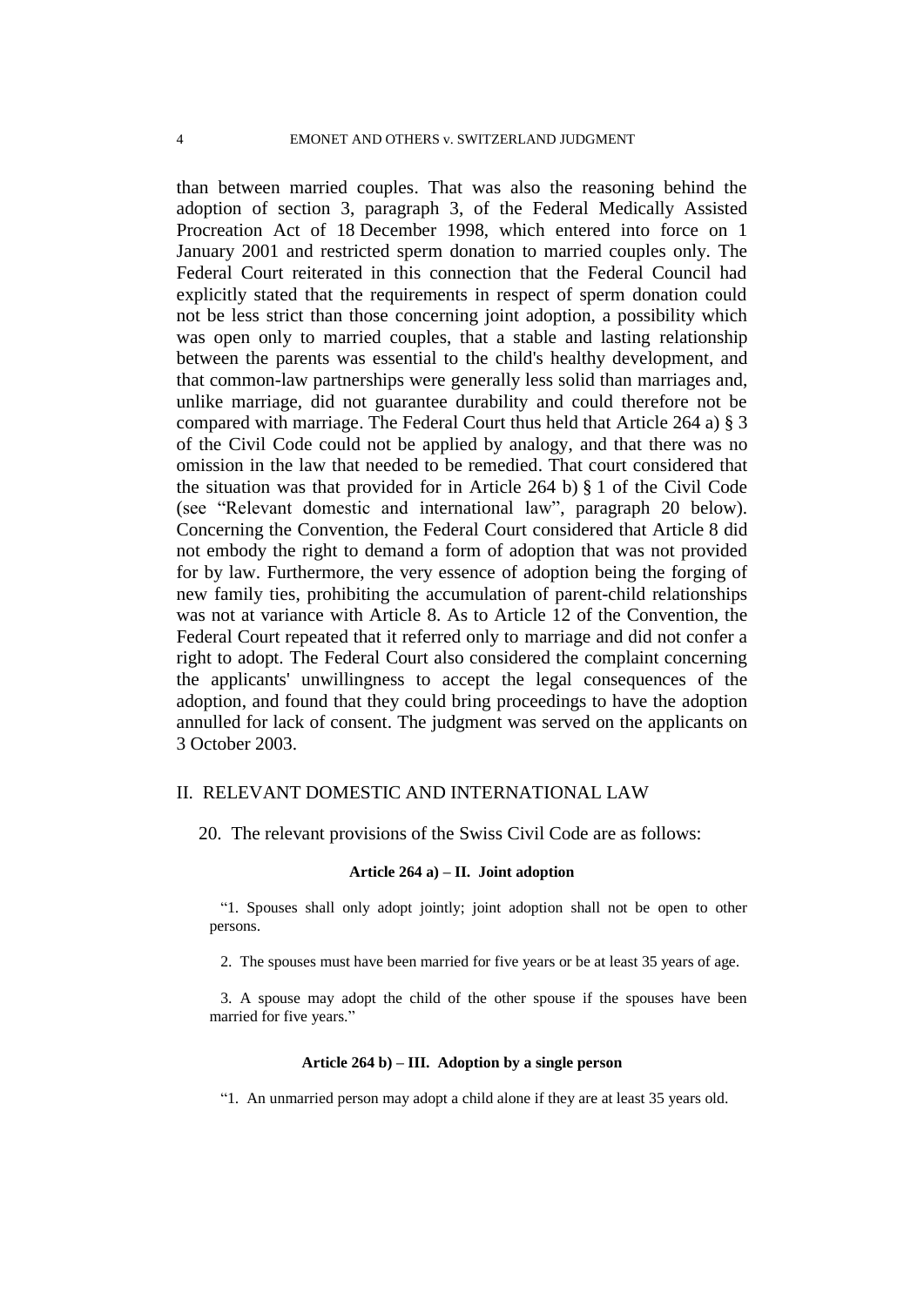than between married couples. That was also the reasoning behind the adoption of section 3, paragraph 3, of the Federal Medically Assisted Procreation Act of 18 December 1998, which entered into force on 1 January 2001 and restricted sperm donation to married couples only. The Federal Court reiterated in this connection that the Federal Council had explicitly stated that the requirements in respect of sperm donation could not be less strict than those concerning joint adoption, a possibility which was open only to married couples, that a stable and lasting relationship between the parents was essential to the child's healthy development, and that common-law partnerships were generally less solid than marriages and, unlike marriage, did not guarantee durability and could therefore not be compared with marriage. The Federal Court thus held that Article 264 a) § 3 of the Civil Code could not be applied by analogy, and that there was no omission in the law that needed to be remedied. That court considered that the situation was that provided for in Article 264 b) § 1 of the Civil Code (see "Relevant domestic and international law", paragraph 20 below). Concerning the Convention, the Federal Court considered that Article 8 did not embody the right to demand a form of adoption that was not provided for by law. Furthermore, the very essence of adoption being the forging of new family ties, prohibiting the accumulation of parent-child relationships was not at variance with Article 8. As to Article 12 of the Convention, the Federal Court repeated that it referred only to marriage and did not confer a right to adopt. The Federal Court also considered the complaint concerning the applicants' unwillingness to accept the legal consequences of the adoption, and found that they could bring proceedings to have the adoption annulled for lack of consent. The judgment was served on the applicants on 3 October 2003.

## II. RELEVANT DOMESTIC AND INTERNATIONAL LAW

20. The relevant provisions of the Swiss Civil Code are as follows:

**Article 264 a) – II. Joint adoption**

"1. Spouses shall only adopt jointly; joint adoption shall not be open to other persons.

2. The spouses must have been married for five years or be at least 35 years of age.

3. A spouse may adopt the child of the other spouse if the spouses have been married for five years."

**Article 264 b) – III. Adoption by a single person**

"1. An unmarried person may adopt a child alone if they are at least 35 years old.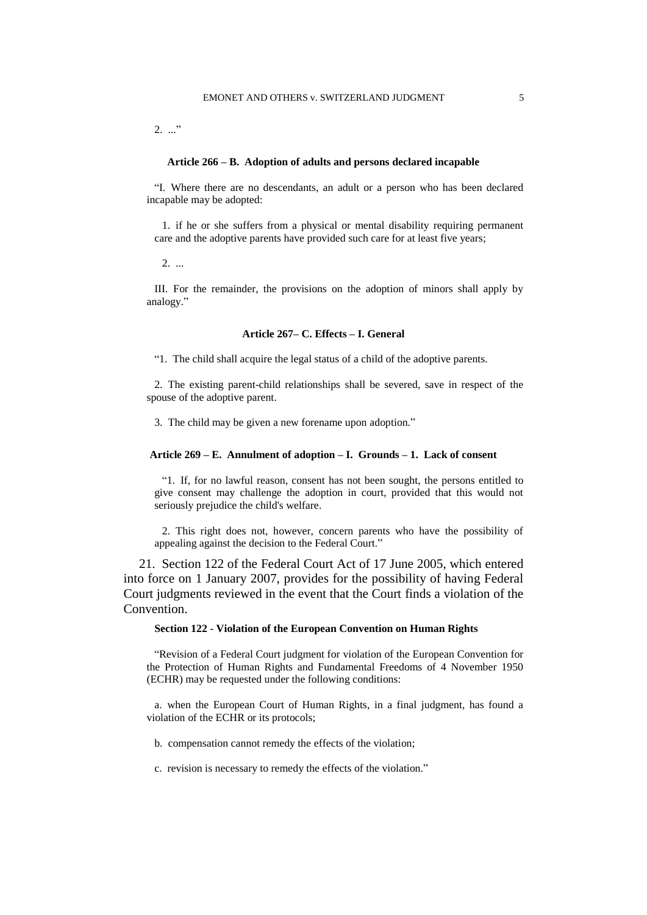2. ...”

**Article 266 – B. Adoption of adults and persons declared incapable**

> “I. Where there are no descendants, an adult or a person who has been declared incapable may be adopted:
>
> 1. if he or she suffers from a physical or mental disability requiring permanent care and the adoptive parents have provided such care for at least five years;
>
> 2. ...
>
> III. For the remainder, the provisions on the adoption of minors shall apply by analogy.”

**Article 267– C. Effects – I. General**

> “1. The child shall acquire the legal status of a child of the adoptive parents.
>
> 2. The existing parent-child relationships shall be severed, save in respect of the spouse of the adoptive parent.
>
> 3. The child may be given a new forename upon adoption.”

**Article 269 – E. Annulment of adoption – I. Grounds – 1. Lack of consent**

> “1. If, for no lawful reason, consent has not been sought, the persons entitled to give consent may challenge the adoption in court, provided that this would not seriously prejudice the child's welfare.
>
> 2. This right does not, however, concern parents who have the possibility of appealing against the decision to the Federal Court.”

21. Section 122 of the Federal Court Act of 17 June 2005, which entered into force on 1 January 2007, provides for the possibility of having Federal Court judgments reviewed in the event that the Court finds a violation of the Convention.

**Section 122 - Violation of the European Convention on Human Rights**

> “Revision of a Federal Court judgment for violation of the European Convention for the Protection of Human Rights and Fundamental Freedoms of 4 November 1950 (ECHR) may be requested under the following conditions:
>
> a. when the European Court of Human Rights, in a final judgment, has found a violation of the ECHR or its protocols;
>
> b. compensation cannot remedy the effects of the violation;
>
> c. revision is necessary to remedy the effects of the violation.”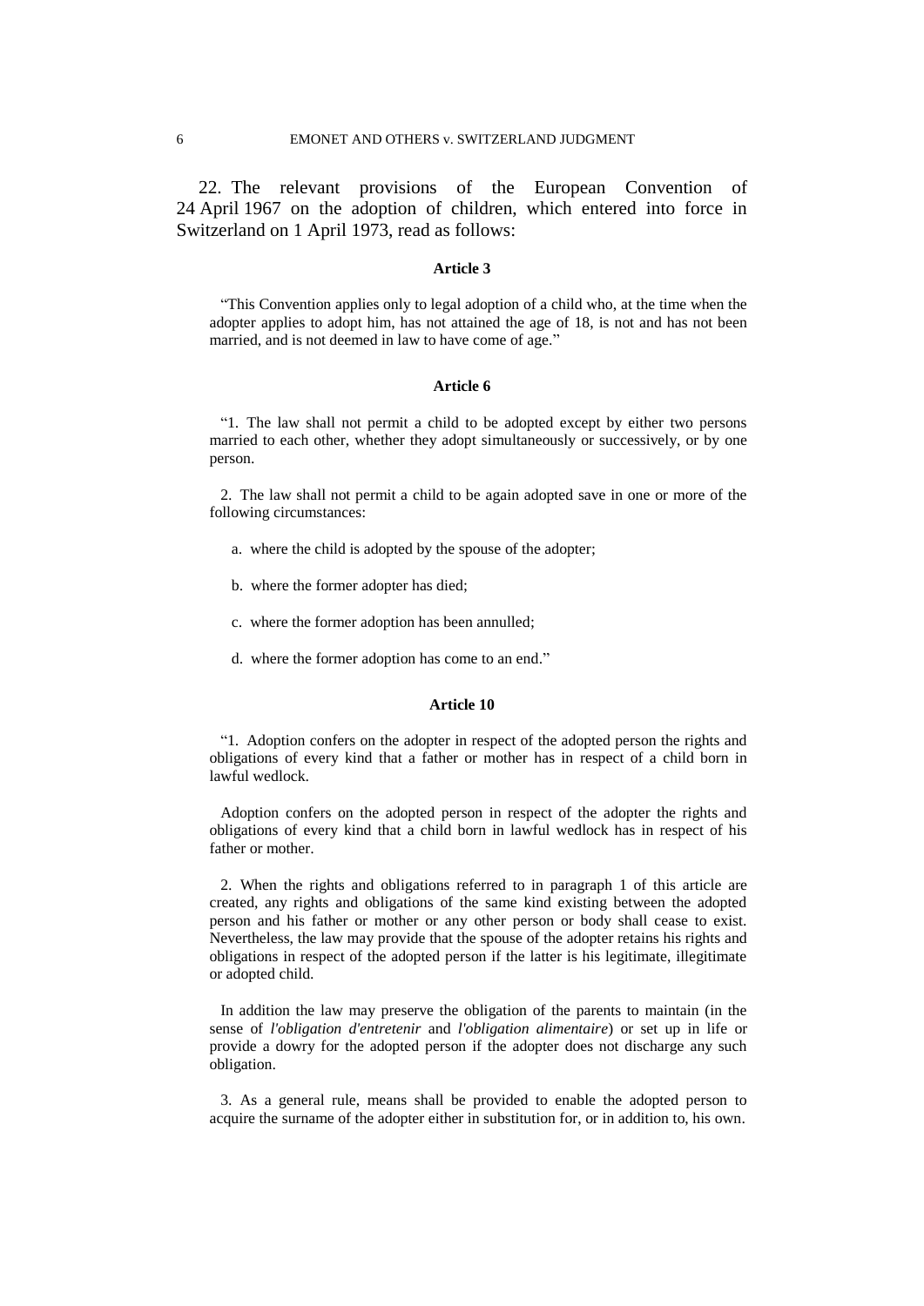22. The relevant provisions of the European Convention of 24 April 1967 on the adoption of children, which entered into force in Switzerland on 1 April 1973, read as follows:

**Article 3**

"This Convention applies only to legal adoption of a child who, at the time when the adopter applies to adopt him, has not attained the age of 18, is not and has not been married, and is not deemed in law to have come of age."

**Article 6**

"1. The law shall not permit a child to be adopted except by either two persons married to each other, whether they adopt simultaneously or successively, or by one person.

2. The law shall not permit a child to be again adopted save in one or more of the following circumstances:

a. where the child is adopted by the spouse of the adopter;

b. where the former adopter has died;

c. where the former adoption has been annulled;

d. where the former adoption has come to an end."

**Article 10**

"1. Adoption confers on the adopter in respect of the adopted person the rights and obligations of every kind that a father or mother has in respect of a child born in lawful wedlock.

Adoption confers on the adopted person in respect of the adopter the rights and obligations of every kind that a child born in lawful wedlock has in respect of his father or mother.

2. When the rights and obligations referred to in paragraph 1 of this article are created, any rights and obligations of the same kind existing between the adopted person and his father or mother or any other person or body shall cease to exist. Nevertheless, the law may provide that the spouse of the adopter retains his rights and obligations in respect of the adopted person if the latter is his legitimate, illegitimate or adopted child.

In addition the law may preserve the obligation of the parents to maintain (in the sense of *l'obligation d'entretenir* and *l'obligation alimentaire*) or set up in life or provide a dowry for the adopted person if the adopter does not discharge any such obligation.

3. As a general rule, means shall be provided to enable the adopted person to acquire the surname of the adopter either in substitution for, or in addition to, his own.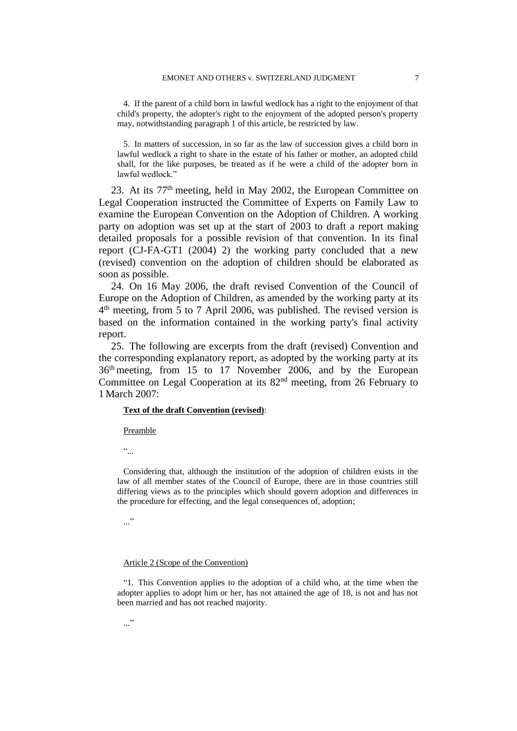4. If the parent of a child born in lawful wedlock has a right to the enjoyment of that child's property, the adopter's right to the enjoyment of the adopted person's property may, notwithstanding paragraph 1 of this article, be restricted by law.

5. In matters of succession, in so far as the law of succession gives a child born in lawful wedlock a right to share in the estate of his father or mother, an adopted child shall, for the like purposes, be treated as if he were a child of the adopter born in lawful wedlock."

23. At its 77th meeting, held in May 2002, the European Committee on Legal Cooperation instructed the Committee of Experts on Family Law to examine the European Convention on the Adoption of Children. A working party on adoption was set up at the start of 2003 to draft a report making detailed proposals for a possible revision of that convention. In its final report (CJ-FA-GT1 (2004) 2) the working party concluded that a new (revised) convention on the adoption of children should be elaborated as soon as possible.

24. On 16 May 2006, the draft revised Convention of the Council of Europe on the Adoption of Children, as amended by the working party at its 4th meeting, from 5 to 7 April 2006, was published. The revised version is based on the information contained in the working party's final activity report.

25. The following are excerpts from the draft (revised) Convention and the corresponding explanatory report, as adopted by the working party at its 36th meeting, from 15 to 17 November 2006, and by the European Committee on Legal Cooperation at its 82nd meeting, from 26 February to 1 March 2007:

**Text of the draft Convention (revised)**:

Preamble

"...

Considering that, although the institution of the adoption of children exists in the law of all member states of the Council of Europe, there are in those countries still differing views as to the principles which should govern adoption and differences in the procedure for effecting, and the legal consequences of, adoption;

..."

Article 2 (Scope of the Convention)

"1. This Convention applies to the adoption of a child who, at the time when the adopter applies to adopt him or her, has not attained the age of 18, is not and has not been married and has not reached majority.

..."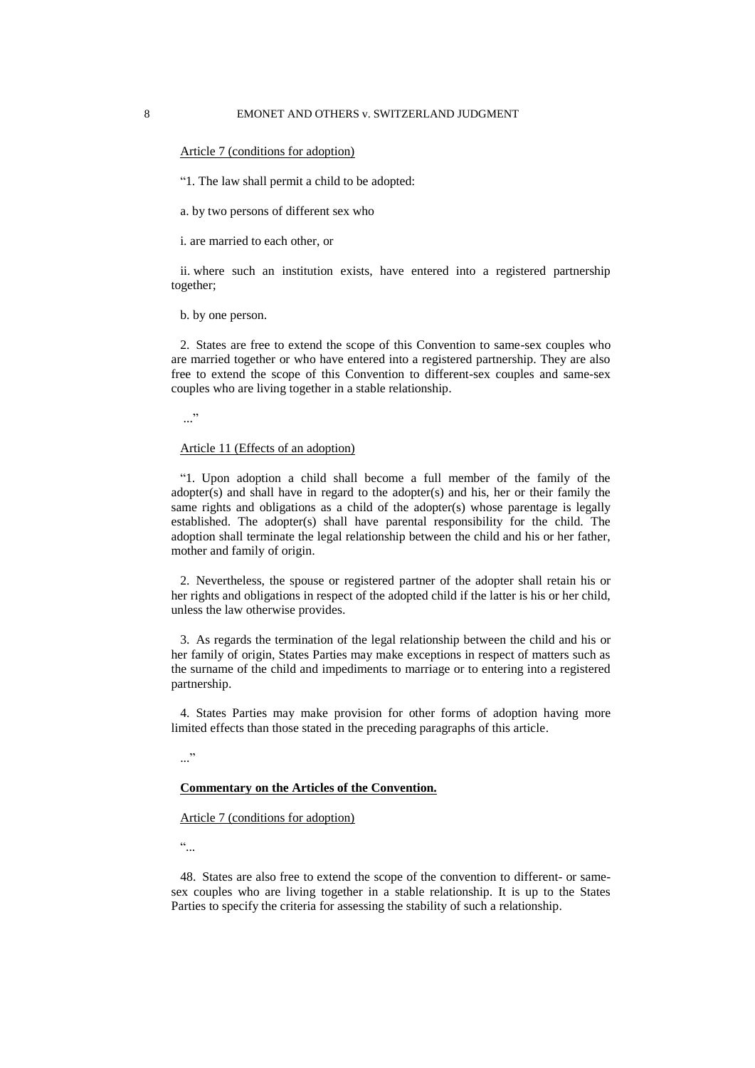Article 7 (conditions for adoption)

"1. The law shall permit a child to be adopted:

a. by two persons of different sex who

i. are married to each other, or

ii. where such an institution exists, have entered into a registered partnership together;

b. by one person.

2. States are free to extend the scope of this Convention to same-sex couples who are married together or who have entered into a registered partnership. They are also free to extend the scope of this Convention to different-sex couples and same-sex couples who are living together in a stable relationship.

..."

Article 11 (Effects of an adoption)

"1. Upon adoption a child shall become a full member of the family of the adopter(s) and shall have in regard to the adopter(s) and his, her or their family the same rights and obligations as a child of the adopter(s) whose parentage is legally established. The adopter(s) shall have parental responsibility for the child. The adoption shall terminate the legal relationship between the child and his or her father, mother and family of origin.

2. Nevertheless, the spouse or registered partner of the adopter shall retain his or her rights and obligations in respect of the adopted child if the latter is his or her child, unless the law otherwise provides.

3. As regards the termination of the legal relationship between the child and his or her family of origin, States Parties may make exceptions in respect of matters such as the surname of the child and impediments to marriage or to entering into a registered partnership.

4. States Parties may make provision for other forms of adoption having more limited effects than those stated in the preceding paragraphs of this article.

..."

**Commentary on the Articles of the Convention.**

Article 7 (conditions for adoption)

"...

48. States are also free to extend the scope of the convention to different- or same-sex couples who are living together in a stable relationship. It is up to the States Parties to specify the criteria for assessing the stability of such a relationship.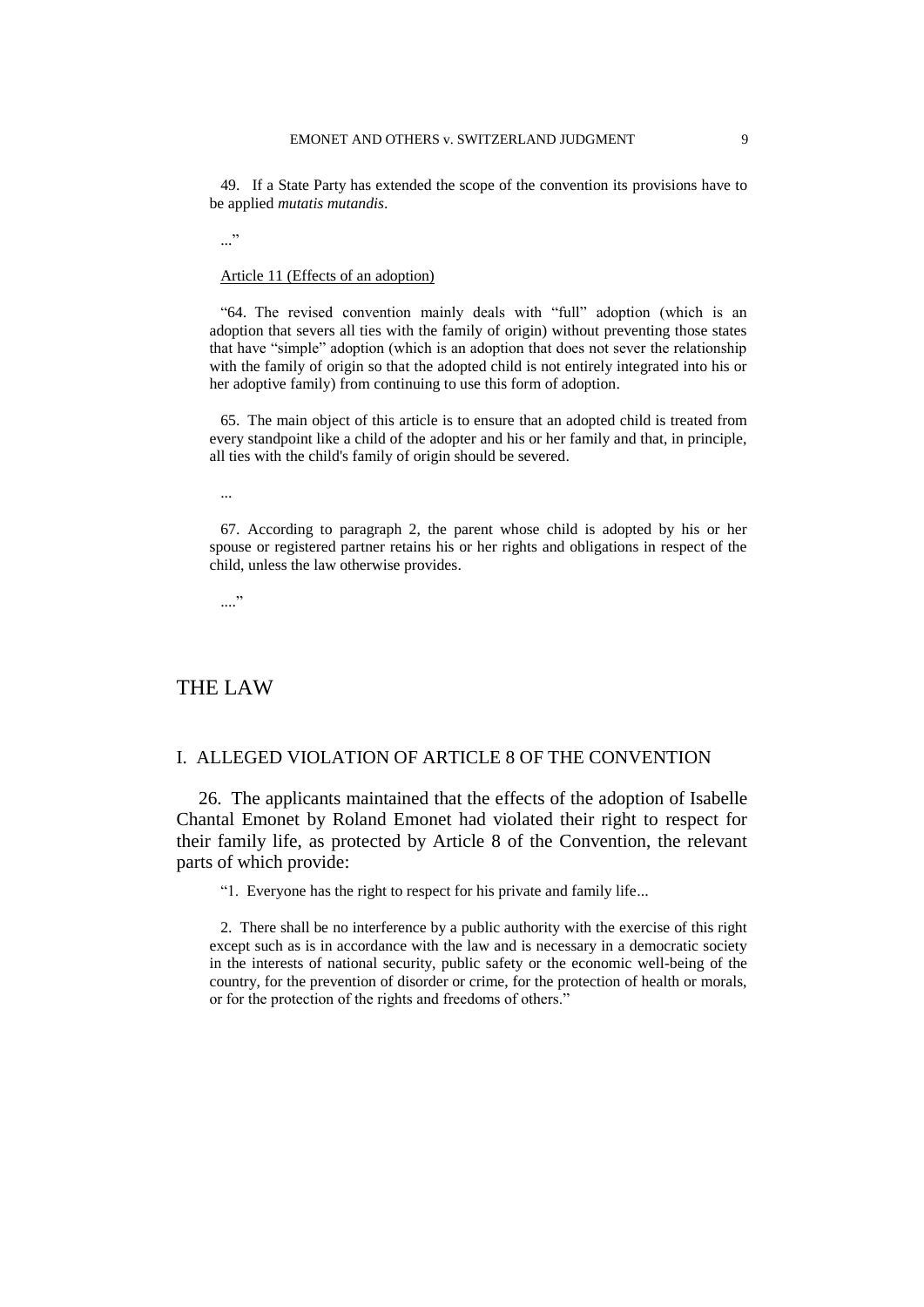49. If a State Party has extended the scope of the convention its provisions have to be applied *mutatis mutandis*.

..."

Article 11 (Effects of an adoption)

"64. The revised convention mainly deals with "full" adoption (which is an adoption that severs all ties with the family of origin) without preventing those states that have "simple" adoption (which is an adoption that does not sever the relationship with the family of origin so that the adopted child is not entirely integrated into his or her adoptive family) from continuing to use this form of adoption.

65. The main object of this article is to ensure that an adopted child is treated from every standpoint like a child of the adopter and his or her family and that, in principle, all ties with the child's family of origin should be severed.

...

67. According to paragraph 2, the parent whose child is adopted by his or her spouse or registered partner retains his or her rights and obligations in respect of the child, unless the law otherwise provides.

...."

# THE LAW

## I. ALLEGED VIOLATION OF ARTICLE 8 OF THE CONVENTION

26. The applicants maintained that the effects of the adoption of Isabelle Chantal Emonet by Roland Emonet had violated their right to respect for their family life, as protected by Article 8 of the Convention, the relevant parts of which provide:

"1. Everyone has the right to respect for his private and family life...

2. There shall be no interference by a public authority with the exercise of this right except such as is in accordance with the law and is necessary in a democratic society in the interests of national security, public safety or the economic well-being of the country, for the prevention of disorder or crime, for the protection of health or morals, or for the protection of the rights and freedoms of others."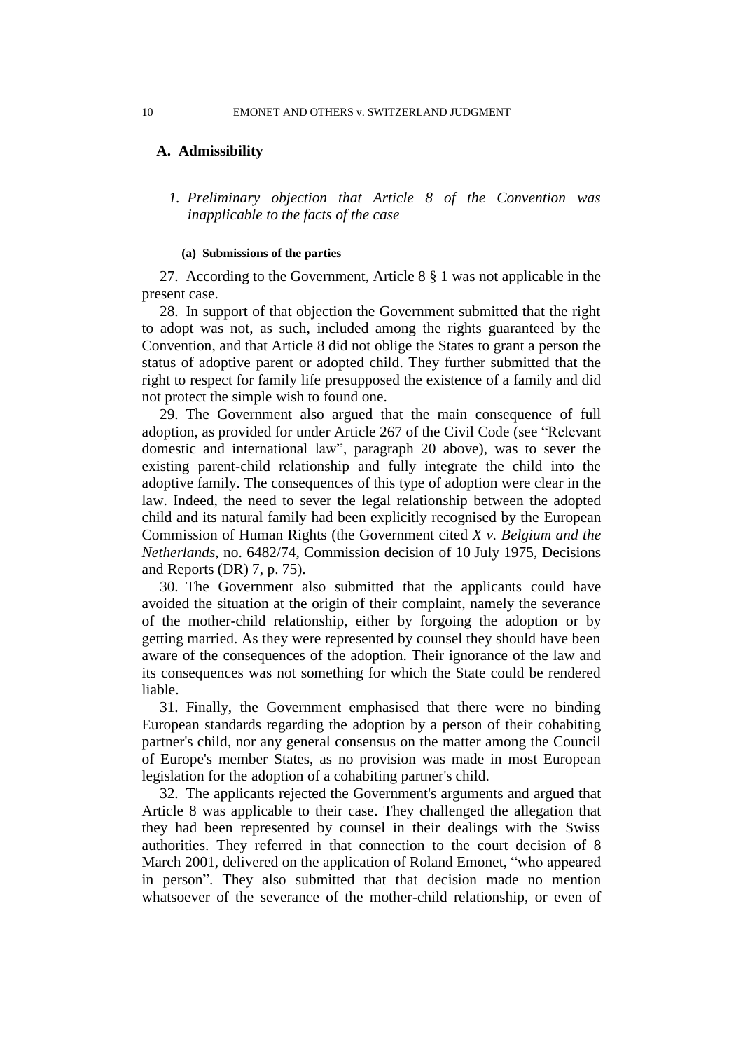## A. Admissibility

### 1. *Preliminary objection that Article 8 of the Convention was inapplicable to the facts of the case*

#### (a) Submissions of the parties

27. According to the Government, Article 8 § 1 was not applicable in the present case.

28. In support of that objection the Government submitted that the right to adopt was not, as such, included among the rights guaranteed by the Convention, and that Article 8 did not oblige the States to grant a person the status of adoptive parent or adopted child. They further submitted that the right to respect for family life presupposed the existence of a family and did not protect the simple wish to found one.

29. The Government also argued that the main consequence of full adoption, as provided for under Article 267 of the Civil Code (see "Relevant domestic and international law", paragraph 20 above), was to sever the existing parent-child relationship and fully integrate the child into the adoptive family. The consequences of this type of adoption were clear in the law. Indeed, the need to sever the legal relationship between the adopted child and its natural family had been explicitly recognised by the European Commission of Human Rights (the Government cited *X v. Belgium and the Netherlands*, no. 6482/74, Commission decision of 10 July 1975, Decisions and Reports (DR) 7, p. 75).

30. The Government also submitted that the applicants could have avoided the situation at the origin of their complaint, namely the severance of the mother-child relationship, either by forgoing the adoption or by getting married. As they were represented by counsel they should have been aware of the consequences of the adoption. Their ignorance of the law and its consequences was not something for which the State could be rendered liable.

31. Finally, the Government emphasised that there were no binding European standards regarding the adoption by a person of their cohabiting partner's child, nor any general consensus on the matter among the Council of Europe's member States, as no provision was made in most European legislation for the adoption of a cohabiting partner's child.

32. The applicants rejected the Government's arguments and argued that Article 8 was applicable to their case. They challenged the allegation that they had been represented by counsel in their dealings with the Swiss authorities. They referred in that connection to the court decision of 8 March 2001, delivered on the application of Roland Emonet, "who appeared in person". They also submitted that that decision made no mention whatsoever of the severance of the mother-child relationship, or even of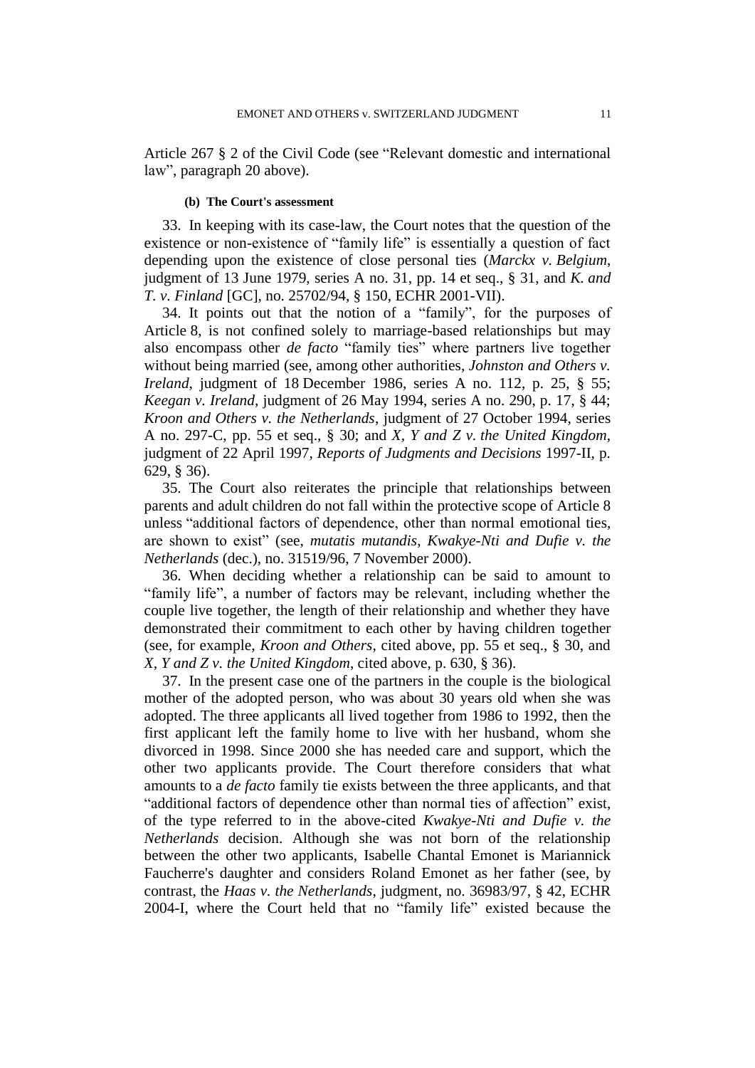Article 267 § 2 of the Civil Code (see "Relevant domestic and international law", paragraph 20 above).

#### (b) The Court's assessment

33. In keeping with its case-law, the Court notes that the question of the existence or non-existence of "family life" is essentially a question of fact depending upon the existence of close personal ties (*Marckx v. Belgium*, judgment of 13 June 1979, series A no. 31, pp. 14 et seq., § 31, and *K. and T. v. Finland* [GC], no. 25702/94, § 150, ECHR 2001-VII).

34. It points out that the notion of a "family", for the purposes of Article 8, is not confined solely to marriage-based relationships but may also encompass other *de facto* "family ties" where partners live together without being married (see, among other authorities, *Johnston and Others v. Ireland*, judgment of 18 December 1986, series A no. 112, p. 25, § 55; *Keegan v. Ireland*, judgment of 26 May 1994, series A no. 290, p. 17, § 44; *Kroon and Others v. the Netherlands*, judgment of 27 October 1994, series A no. 297-C, pp. 55 et seq., § 30; and *X, Y and Z v. the United Kingdom*, judgment of 22 April 1997, *Reports of Judgments and Decisions* 1997-II, p. 629, § 36).

35. The Court also reiterates the principle that relationships between parents and adult children do not fall within the protective scope of Article 8 unless "additional factors of dependence, other than normal emotional ties, are shown to exist" (see, *mutatis mutandis*, *Kwakye-Nti and Dufie v. the Netherlands* (dec.), no. 31519/96, 7 November 2000).

36. When deciding whether a relationship can be said to amount to "family life", a number of factors may be relevant, including whether the couple live together, the length of their relationship and whether they have demonstrated their commitment to each other by having children together (see, for example, *Kroon and Others*, cited above, pp. 55 et seq., § 30, and *X, Y and Z v. the United Kingdom*, cited above, p. 630, § 36).

37. In the present case one of the partners in the couple is the biological mother of the adopted person, who was about 30 years old when she was adopted. The three applicants all lived together from 1986 to 1992, then the first applicant left the family home to live with her husband, whom she divorced in 1998. Since 2000 she has needed care and support, which the other two applicants provide. The Court therefore considers that what amounts to a *de facto* family tie exists between the three applicants, and that "additional factors of dependence other than normal ties of affection" exist, of the type referred to in the above-cited *Kwakye-Nti and Dufie v. the Netherlands* decision. Although she was not born of the relationship between the other two applicants, Isabelle Chantal Emonet is Mariannick Faucherre's daughter and considers Roland Emonet as her father (see, by contrast, the *Haas v. the Netherlands*, judgment, no. 36983/97, § 42, ECHR 2004-I, where the Court held that no "family life" existed because the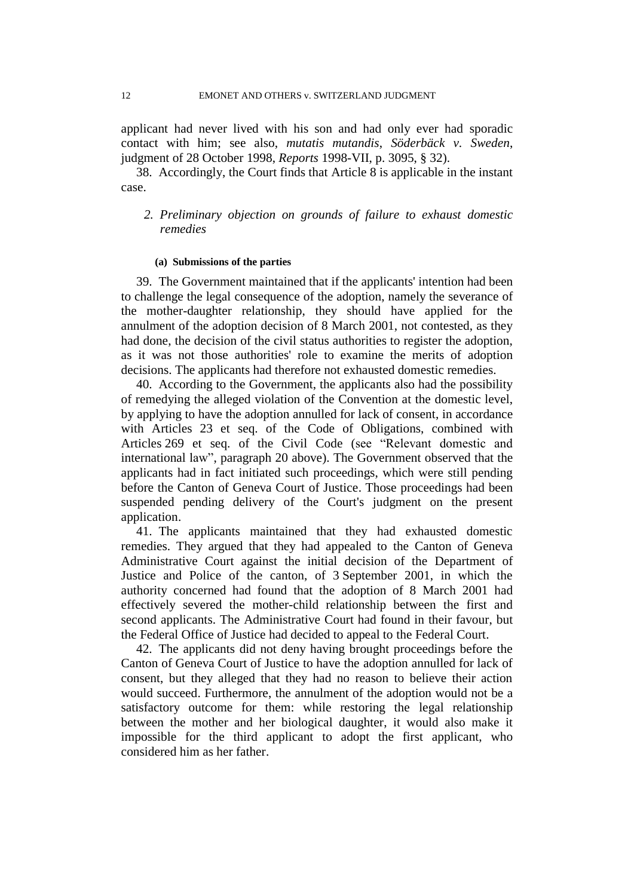applicant had never lived with his son and had only ever had sporadic contact with him; see also, *mutatis mutandis*, *Söderbäck v. Sweden*, judgment of 28 October 1998, *Reports* 1998-VII, p. 3095, § 32).

38. Accordingly, the Court finds that Article 8 is applicable in the instant case.

### *2. Preliminary objection on grounds of failure to exhaust domestic remedies*

#### (a) Submissions of the parties

39. The Government maintained that if the applicants' intention had been to challenge the legal consequence of the adoption, namely the severance of the mother-daughter relationship, they should have applied for the annulment of the adoption decision of 8 March 2001, not contested, as they had done, the decision of the civil status authorities to register the adoption, as it was not those authorities' role to examine the merits of adoption decisions. The applicants had therefore not exhausted domestic remedies.

40. According to the Government, the applicants also had the possibility of remedying the alleged violation of the Convention at the domestic level, by applying to have the adoption annulled for lack of consent, in accordance with Articles 23 et seq. of the Code of Obligations, combined with Articles 269 et seq. of the Civil Code (see "Relevant domestic and international law", paragraph 20 above). The Government observed that the applicants had in fact initiated such proceedings, which were still pending before the Canton of Geneva Court of Justice. Those proceedings had been suspended pending delivery of the Court's judgment on the present application.

41. The applicants maintained that they had exhausted domestic remedies. They argued that they had appealed to the Canton of Geneva Administrative Court against the initial decision of the Department of Justice and Police of the canton, of 3 September 2001, in which the authority concerned had found that the adoption of 8 March 2001 had effectively severed the mother-child relationship between the first and second applicants. The Administrative Court had found in their favour, but the Federal Office of Justice had decided to appeal to the Federal Court.

42. The applicants did not deny having brought proceedings before the Canton of Geneva Court of Justice to have the adoption annulled for lack of consent, but they alleged that they had no reason to believe their action would succeed. Furthermore, the annulment of the adoption would not be a satisfactory outcome for them: while restoring the legal relationship between the mother and her biological daughter, it would also make it impossible for the third applicant to adopt the first applicant, who considered him as her father.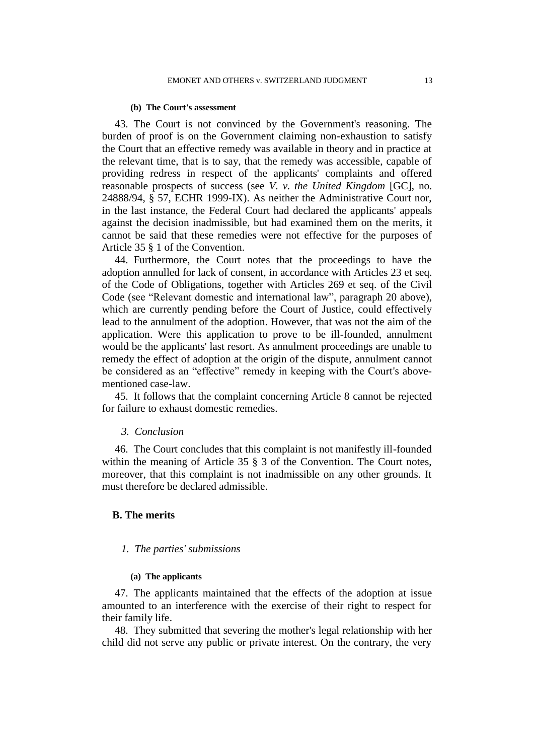#### (b) The Court's assessment

43. The Court is not convinced by the Government's reasoning. The burden of proof is on the Government claiming non-exhaustion to satisfy the Court that an effective remedy was available in theory and in practice at the relevant time, that is to say, that the remedy was accessible, capable of providing redress in respect of the applicants' complaints and offered reasonable prospects of success (see *V. v. the United Kingdom* [GC], no. 24888/94, § 57, ECHR 1999-IX). As neither the Administrative Court nor, in the last instance, the Federal Court had declared the applicants' appeals against the decision inadmissible, but had examined them on the merits, it cannot be said that these remedies were not effective for the purposes of Article 35 § 1 of the Convention.

44. Furthermore, the Court notes that the proceedings to have the adoption annulled for lack of consent, in accordance with Articles 23 et seq. of the Code of Obligations, together with Articles 269 et seq. of the Civil Code (see "Relevant domestic and international law", paragraph 20 above), which are currently pending before the Court of Justice, could effectively lead to the annulment of the adoption. However, that was not the aim of the application. Were this application to prove to be ill-founded, annulment would be the applicants' last resort. As annulment proceedings are unable to remedy the effect of adoption at the origin of the dispute, annulment cannot be considered as an "effective" remedy in keeping with the Court's above-mentioned case-law.

45. It follows that the complaint concerning Article 8 cannot be rejected for failure to exhaust domestic remedies.

### *3. Conclusion*

46. The Court concludes that this complaint is not manifestly ill-founded within the meaning of Article 35 § 3 of the Convention. The Court notes, moreover, that this complaint is not inadmissible on any other grounds. It must therefore be declared admissible.

## B. The merits

### *1. The parties' submissions*

#### (a) The applicants

47. The applicants maintained that the effects of the adoption at issue amounted to an interference with the exercise of their right to respect for their family life.

48. They submitted that severing the mother's legal relationship with her child did not serve any public or private interest. On the contrary, the very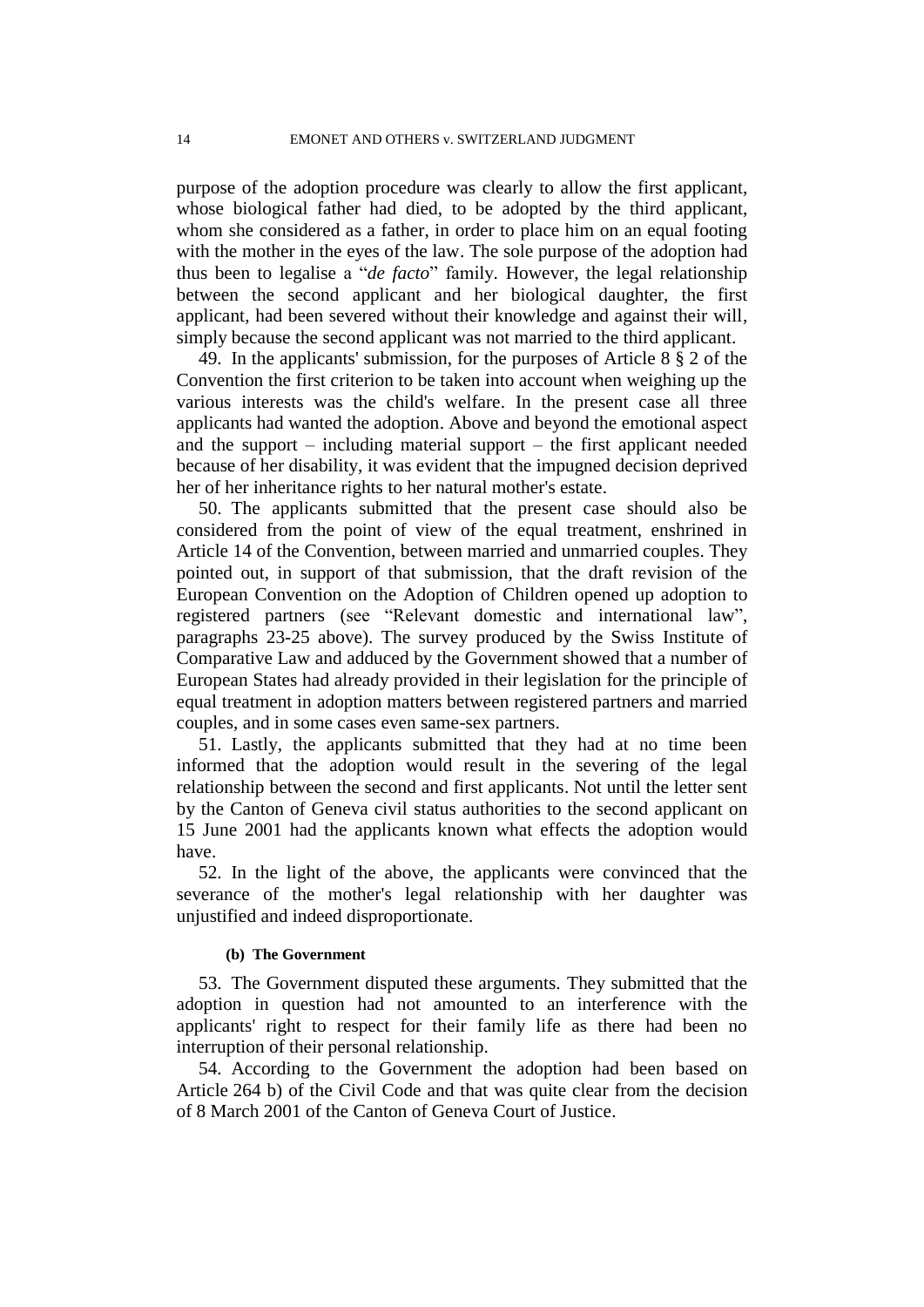purpose of the adoption procedure was clearly to allow the first applicant, whose biological father had died, to be adopted by the third applicant, whom she considered as a father, in order to place him on an equal footing with the mother in the eyes of the law. The sole purpose of the adoption had thus been to legalise a "*de facto*" family. However, the legal relationship between the second applicant and her biological daughter, the first applicant, had been severed without their knowledge and against their will, simply because the second applicant was not married to the third applicant.

49. In the applicants' submission, for the purposes of Article 8 § 2 of the Convention the first criterion to be taken into account when weighing up the various interests was the child's welfare. In the present case all three applicants had wanted the adoption. Above and beyond the emotional aspect and the support – including material support – the first applicant needed because of her disability, it was evident that the impugned decision deprived her of her inheritance rights to her natural mother's estate.

50. The applicants submitted that the present case should also be considered from the point of view of the equal treatment, enshrined in Article 14 of the Convention, between married and unmarried couples. They pointed out, in support of that submission, that the draft revision of the European Convention on the Adoption of Children opened up adoption to registered partners (see "Relevant domestic and international law", paragraphs 23-25 above). The survey produced by the Swiss Institute of Comparative Law and adduced by the Government showed that a number of European States had already provided in their legislation for the principle of equal treatment in adoption matters between registered partners and married couples, and in some cases even same-sex partners.

51. Lastly, the applicants submitted that they had at no time been informed that the adoption would result in the severing of the legal relationship between the second and first applicants. Not until the letter sent by the Canton of Geneva civil status authorities to the second applicant on 15 June 2001 had the applicants known what effects the adoption would have.

52. In the light of the above, the applicants were convinced that the severance of the mother's legal relationship with her daughter was unjustified and indeed disproportionate.

#### (b) The Government

53. The Government disputed these arguments. They submitted that the adoption in question had not amounted to an interference with the applicants' right to respect for their family life as there had been no interruption of their personal relationship.

54. According to the Government the adoption had been based on Article 264 b) of the Civil Code and that was quite clear from the decision of 8 March 2001 of the Canton of Geneva Court of Justice.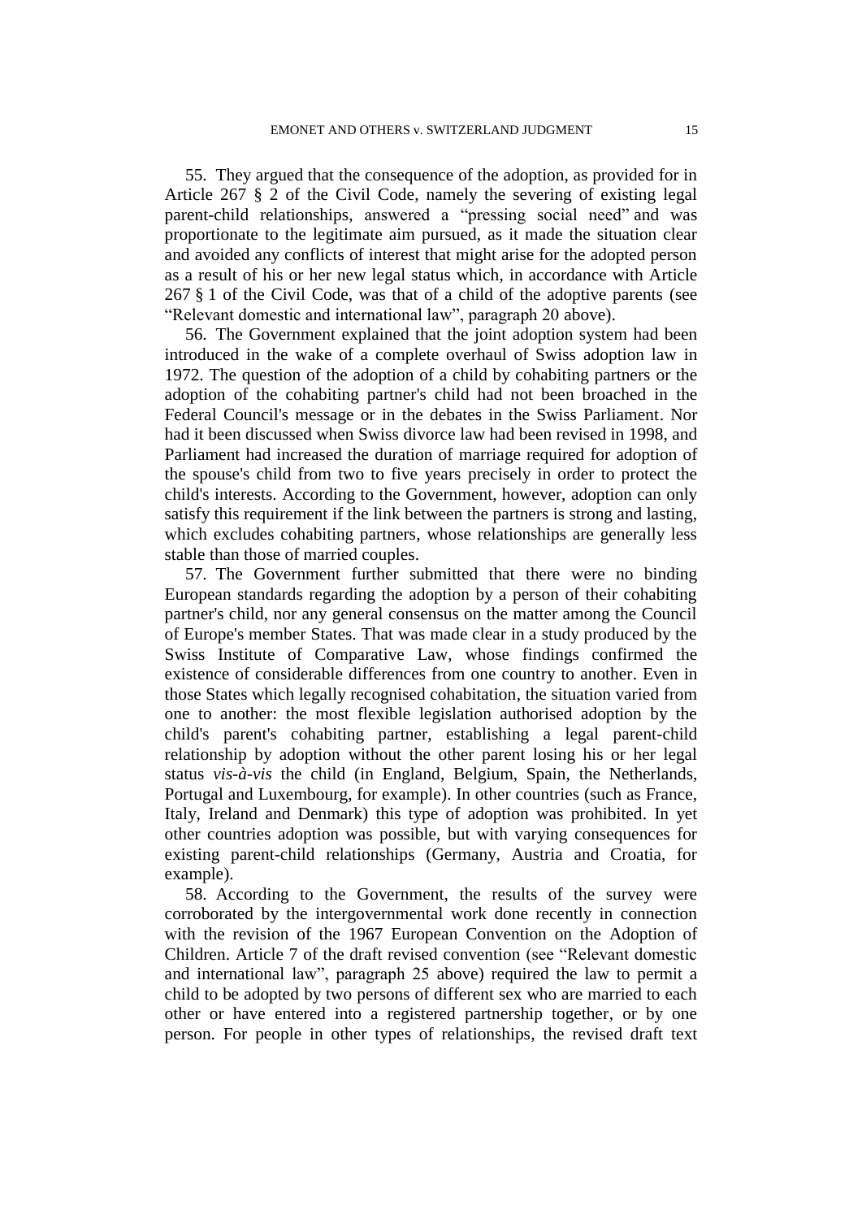55. They argued that the consequence of the adoption, as provided for in Article 267 § 2 of the Civil Code, namely the severing of existing legal parent-child relationships, answered a "pressing social need" and was proportionate to the legitimate aim pursued, as it made the situation clear and avoided any conflicts of interest that might arise for the adopted person as a result of his or her new legal status which, in accordance with Article 267 § 1 of the Civil Code, was that of a child of the adoptive parents (see "Relevant domestic and international law", paragraph 20 above).

56. The Government explained that the joint adoption system had been introduced in the wake of a complete overhaul of Swiss adoption law in 1972. The question of the adoption of a child by cohabiting partners or the adoption of the cohabiting partner's child had not been broached in the Federal Council's message or in the debates in the Swiss Parliament. Nor had it been discussed when Swiss divorce law had been revised in 1998, and Parliament had increased the duration of marriage required for adoption of the spouse's child from two to five years precisely in order to protect the child's interests. According to the Government, however, adoption can only satisfy this requirement if the link between the partners is strong and lasting, which excludes cohabiting partners, whose relationships are generally less stable than those of married couples.

57. The Government further submitted that there were no binding European standards regarding the adoption by a person of their cohabiting partner's child, nor any general consensus on the matter among the Council of Europe's member States. That was made clear in a study produced by the Swiss Institute of Comparative Law, whose findings confirmed the existence of considerable differences from one country to another. Even in those States which legally recognised cohabitation, the situation varied from one to another: the most flexible legislation authorised adoption by the child's parent's cohabiting partner, establishing a legal parent-child relationship by adoption without the other parent losing his or her legal status *vis-à-vis* the child (in England, Belgium, Spain, the Netherlands, Portugal and Luxembourg, for example). In other countries (such as France, Italy, Ireland and Denmark) this type of adoption was prohibited. In yet other countries adoption was possible, but with varying consequences for existing parent-child relationships (Germany, Austria and Croatia, for example).

58. According to the Government, the results of the survey were corroborated by the intergovernmental work done recently in connection with the revision of the 1967 European Convention on the Adoption of Children. Article 7 of the draft revised convention (see "Relevant domestic and international law", paragraph 25 above) required the law to permit a child to be adopted by two persons of different sex who are married to each other or have entered into a registered partnership together, or by one person. For people in other types of relationships, the revised draft text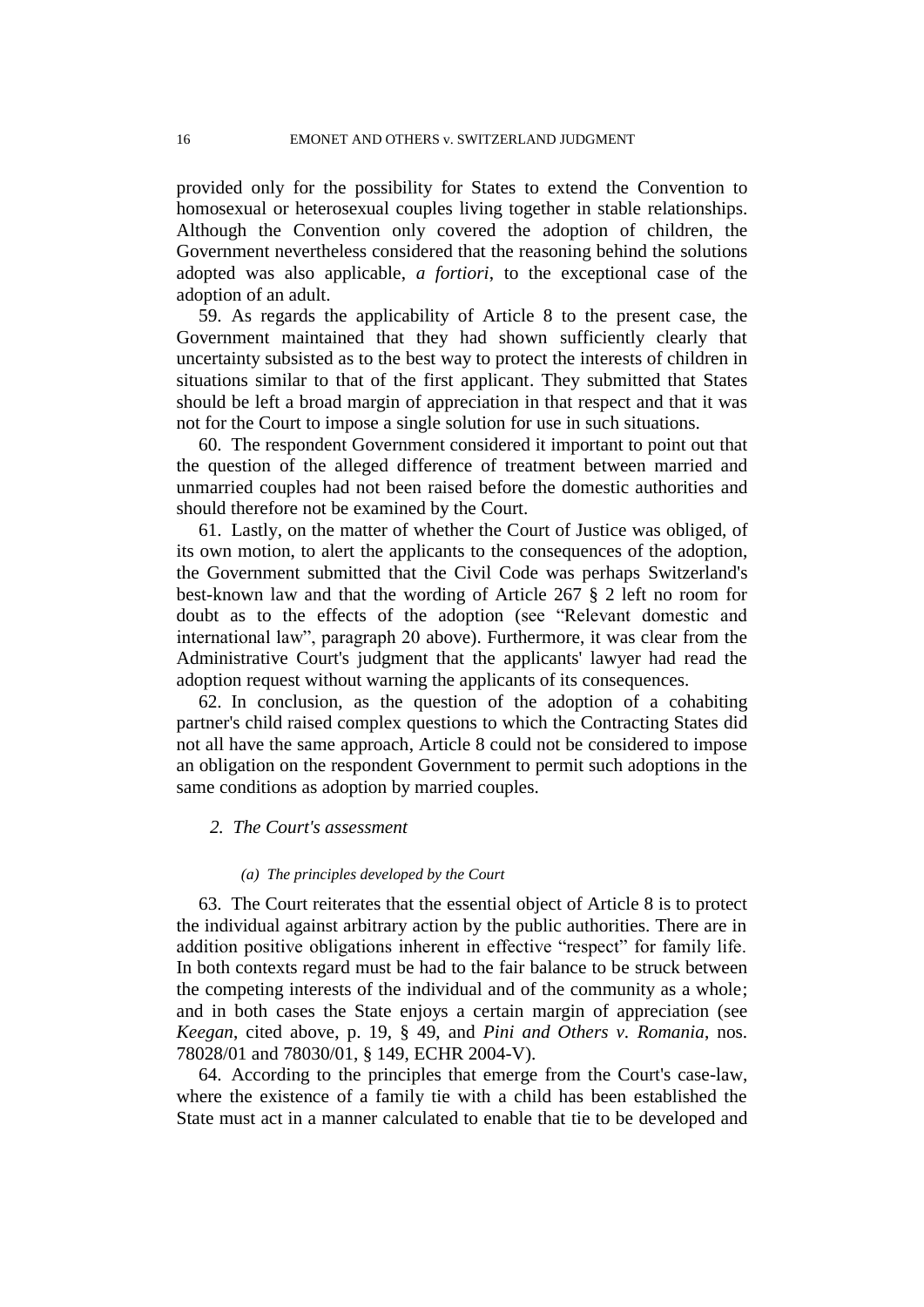provided only for the possibility for States to extend the Convention to homosexual or heterosexual couples living together in stable relationships. Although the Convention only covered the adoption of children, the Government nevertheless considered that the reasoning behind the solutions adopted was also applicable, *a fortiori*, to the exceptional case of the adoption of an adult.

59. As regards the applicability of Article 8 to the present case, the Government maintained that they had shown sufficiently clearly that uncertainty subsisted as to the best way to protect the interests of children in situations similar to that of the first applicant. They submitted that States should be left a broad margin of appreciation in that respect and that it was not for the Court to impose a single solution for use in such situations.

60. The respondent Government considered it important to point out that the question of the alleged difference of treatment between married and unmarried couples had not been raised before the domestic authorities and should therefore not be examined by the Court.

61. Lastly, on the matter of whether the Court of Justice was obliged, of its own motion, to alert the applicants to the consequences of the adoption, the Government submitted that the Civil Code was perhaps Switzerland's best-known law and that the wording of Article 267 § 2 left no room for doubt as to the effects of the adoption (see "Relevant domestic and international law", paragraph 20 above). Furthermore, it was clear from the Administrative Court's judgment that the applicants' lawyer had read the adoption request without warning the applicants of its consequences.

62. In conclusion, as the question of the adoption of a cohabiting partner's child raised complex questions to which the Contracting States did not all have the same approach, Article 8 could not be considered to impose an obligation on the respondent Government to permit such adoptions in the same conditions as adoption by married couples.

## *2. The Court's assessment*

### *(a) The principles developed by the Court*

63. The Court reiterates that the essential object of Article 8 is to protect the individual against arbitrary action by the public authorities. There are in addition positive obligations inherent in effective "respect" for family life. In both contexts regard must be had to the fair balance to be struck between the competing interests of the individual and of the community as a whole; and in both cases the State enjoys a certain margin of appreciation (see *Keegan*, cited above, p. 19, § 49, and *Pini and Others v. Romania*, nos. 78028/01 and 78030/01, § 149, ECHR 2004-V).

64. According to the principles that emerge from the Court's case-law, where the existence of a family tie with a child has been established the State must act in a manner calculated to enable that tie to be developed and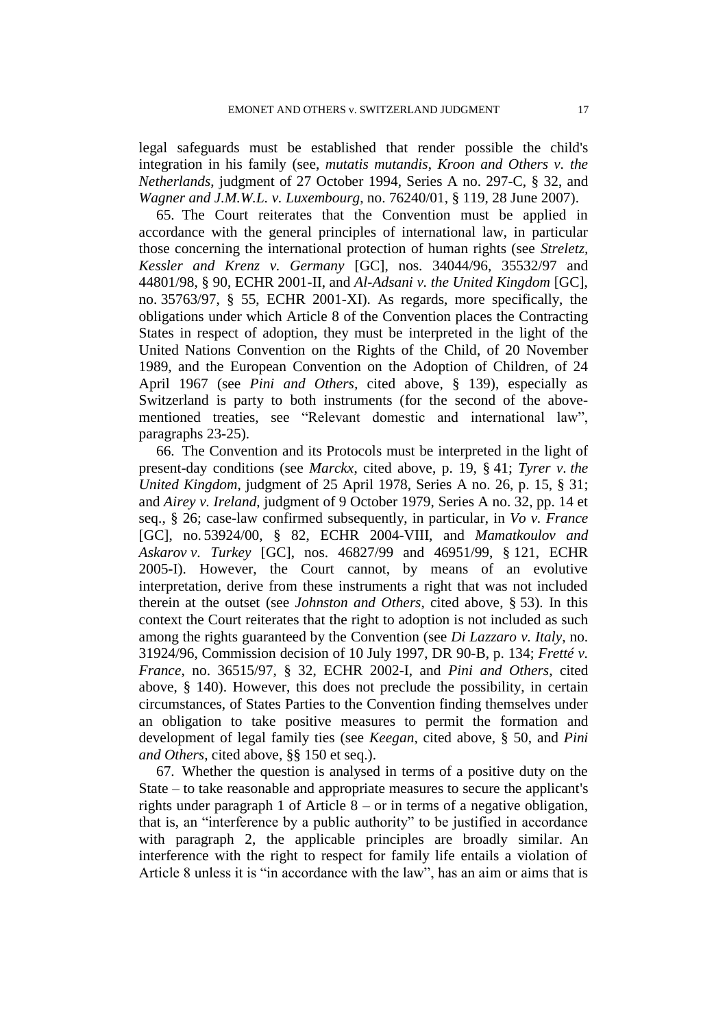legal safeguards must be established that render possible the child's integration in his family (see, *mutatis mutandis*, *Kroon and Others v. the Netherlands*, judgment of 27 October 1994, Series A no. 297-C, § 32, and *Wagner and J.M.W.L. v. Luxembourg*, no. 76240/01, § 119, 28 June 2007).

65. The Court reiterates that the Convention must be applied in accordance with the general principles of international law, in particular those concerning the international protection of human rights (see *Streletz, Kessler and Krenz v. Germany* [GC], nos. 34044/96, 35532/97 and 44801/98, § 90, ECHR 2001-II, and *Al-Adsani v. the United Kingdom* [GC], no. 35763/97, § 55, ECHR 2001-XI). As regards, more specifically, the obligations under which Article 8 of the Convention places the Contracting States in respect of adoption, they must be interpreted in the light of the United Nations Convention on the Rights of the Child, of 20 November 1989, and the European Convention on the Adoption of Children, of 24 April 1967 (see *Pini and Others*, cited above, § 139), especially as Switzerland is party to both instruments (for the second of the above-mentioned treaties, see "Relevant domestic and international law", paragraphs 23-25).

66. The Convention and its Protocols must be interpreted in the light of present-day conditions (see *Marckx*, cited above, p. 19, § 41; *Tyrer v. the United Kingdom*, judgment of 25 April 1978, Series A no. 26, p. 15, § 31; and *Airey v. Ireland*, judgment of 9 October 1979, Series A no. 32, pp. 14 et seq., § 26; case-law confirmed subsequently, in particular, in *Vo v. France* [GC], no. 53924/00, § 82, ECHR 2004-VIII, and *Mamatkoulov and Askarov v. Turkey* [GC], nos. 46827/99 and 46951/99, § 121, ECHR 2005-I). However, the Court cannot, by means of an evolutive interpretation, derive from these instruments a right that was not included therein at the outset (see *Johnston and Others*, cited above, § 53). In this context the Court reiterates that the right to adoption is not included as such among the rights guaranteed by the Convention (see *Di Lazzaro v. Italy*, no. 31924/96, Commission decision of 10 July 1997, DR 90-B, p. 134; *Fretté v. France*, no. 36515/97, § 32, ECHR 2002-I, and *Pini and Others*, cited above, § 140). However, this does not preclude the possibility, in certain circumstances, of States Parties to the Convention finding themselves under an obligation to take positive measures to permit the formation and development of legal family ties (see *Keegan*, cited above, § 50, and *Pini and Others*, cited above, §§ 150 et seq.).

67. Whether the question is analysed in terms of a positive duty on the State – to take reasonable and appropriate measures to secure the applicant's rights under paragraph 1 of Article 8 – or in terms of a negative obligation, that is, an "interference by a public authority" to be justified in accordance with paragraph 2, the applicable principles are broadly similar. An interference with the right to respect for family life entails a violation of Article 8 unless it is "in accordance with the law", has an aim or aims that is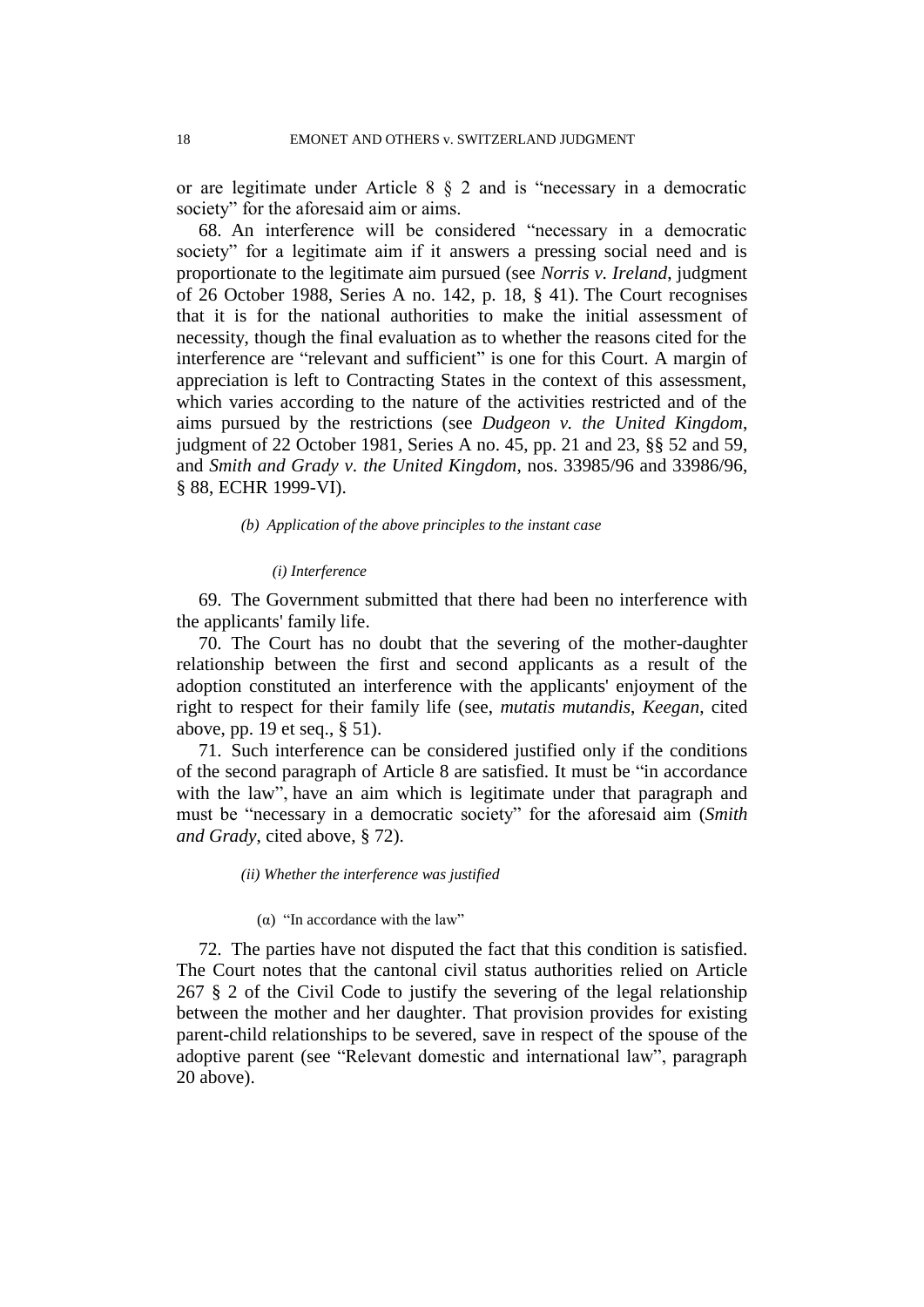or are legitimate under Article 8 § 2 and is "necessary in a democratic society" for the aforesaid aim or aims.

68. An interference will be considered "necessary in a democratic society" for a legitimate aim if it answers a pressing social need and is proportionate to the legitimate aim pursued (see *Norris v. Ireland*, judgment of 26 October 1988, Series A no. 142, p. 18, § 41). The Court recognises that it is for the national authorities to make the initial assessment of necessity, though the final evaluation as to whether the reasons cited for the interference are "relevant and sufficient" is one for this Court. A margin of appreciation is left to Contracting States in the context of this assessment, which varies according to the nature of the activities restricted and of the aims pursued by the restrictions (see *Dudgeon v. the United Kingdom*, judgment of 22 October 1981, Series A no. 45, pp. 21 and 23, §§ 52 and 59, and *Smith and Grady v. the United Kingdom*, nos. 33985/96 and 33986/96, § 88, ECHR 1999-VI).

*(b) Application of the above principles to the instant case*

*(i) Interference*

69. The Government submitted that there had been no interference with the applicants' family life.

70. The Court has no doubt that the severing of the mother-daughter relationship between the first and second applicants as a result of the adoption constituted an interference with the applicants' enjoyment of the right to respect for their family life (see, *mutatis mutandis*, *Keegan*, cited above, pp. 19 et seq., § 51).

71. Such interference can be considered justified only if the conditions of the second paragraph of Article 8 are satisfied. It must be "in accordance with the law", have an aim which is legitimate under that paragraph and must be "necessary in a democratic society" for the aforesaid aim (*Smith and Grady*, cited above, § 72).

*(ii) Whether the interference was justified*

(α) "In accordance with the law"

72. The parties have not disputed the fact that this condition is satisfied. The Court notes that the cantonal civil status authorities relied on Article 267 § 2 of the Civil Code to justify the severing of the legal relationship between the mother and her daughter. That provision provides for existing parent-child relationships to be severed, save in respect of the spouse of the adoptive parent (see "Relevant domestic and international law", paragraph 20 above).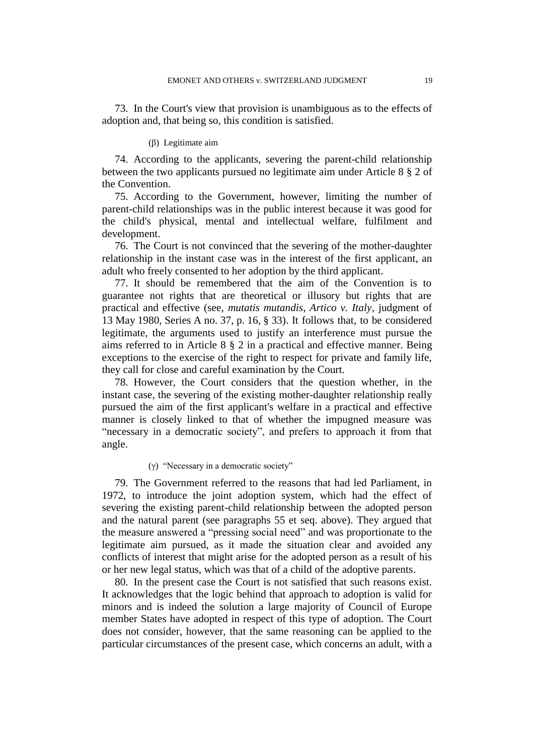73. In the Court's view that provision is unambiguous as to the effects of adoption and, that being so, this condition is satisfied.

(β) Legitimate aim

74. According to the applicants, severing the parent-child relationship between the two applicants pursued no legitimate aim under Article 8 § 2 of the Convention.

75. According to the Government, however, limiting the number of parent-child relationships was in the public interest because it was good for the child's physical, mental and intellectual welfare, fulfilment and development.

76. The Court is not convinced that the severing of the mother-daughter relationship in the instant case was in the interest of the first applicant, an adult who freely consented to her adoption by the third applicant.

77. It should be remembered that the aim of the Convention is to guarantee not rights that are theoretical or illusory but rights that are practical and effective (see, *mutatis mutandis*, *Artico v. Italy*, judgment of 13 May 1980, Series A no. 37, p. 16, § 33). It follows that, to be considered legitimate, the arguments used to justify an interference must pursue the aims referred to in Article 8 § 2 in a practical and effective manner. Being exceptions to the exercise of the right to respect for private and family life, they call for close and careful examination by the Court.

78. However, the Court considers that the question whether, in the instant case, the severing of the existing mother-daughter relationship really pursued the aim of the first applicant's welfare in a practical and effective manner is closely linked to that of whether the impugned measure was "necessary in a democratic society", and prefers to approach it from that angle.

(γ) "Necessary in a democratic society"

79. The Government referred to the reasons that had led Parliament, in 1972, to introduce the joint adoption system, which had the effect of severing the existing parent-child relationship between the adopted person and the natural parent (see paragraphs 55 et seq. above). They argued that the measure answered a "pressing social need" and was proportionate to the legitimate aim pursued, as it made the situation clear and avoided any conflicts of interest that might arise for the adopted person as a result of his or her new legal status, which was that of a child of the adoptive parents.

80. In the present case the Court is not satisfied that such reasons exist. It acknowledges that the logic behind that approach to adoption is valid for minors and is indeed the solution a large majority of Council of Europe member States have adopted in respect of this type of adoption. The Court does not consider, however, that the same reasoning can be applied to the particular circumstances of the present case, which concerns an adult, with a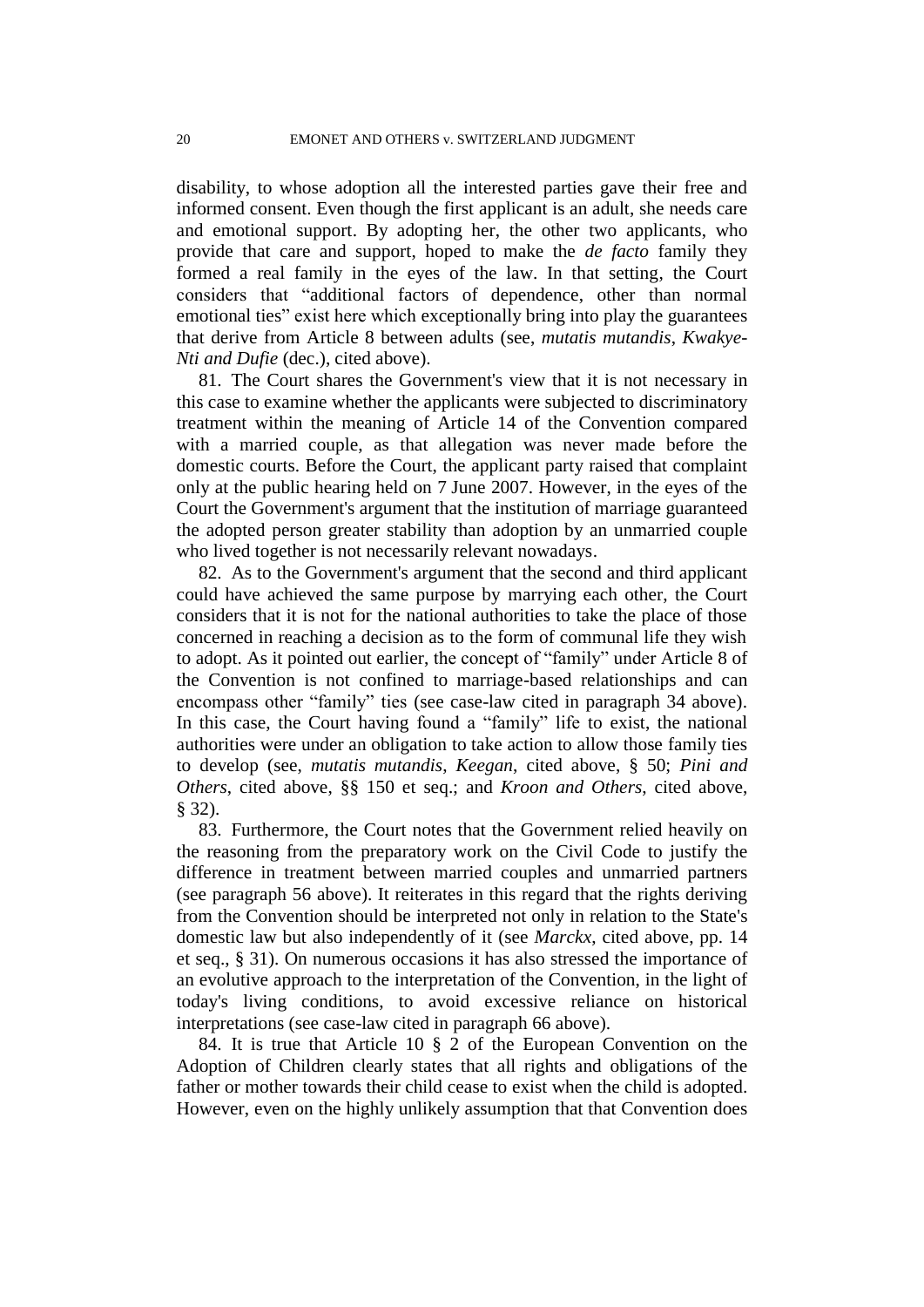disability, to whose adoption all the interested parties gave their free and informed consent. Even though the first applicant is an adult, she needs care and emotional support. By adopting her, the other two applicants, who provide that care and support, hoped to make the *de facto* family they formed a real family in the eyes of the law. In that setting, the Court considers that "additional factors of dependence, other than normal emotional ties" exist here which exceptionally bring into play the guarantees that derive from Article 8 between adults (see, *mutatis mutandis*, *Kwakye-Nti and Dufie* (dec.), cited above).

81. The Court shares the Government's view that it is not necessary in this case to examine whether the applicants were subjected to discriminatory treatment within the meaning of Article 14 of the Convention compared with a married couple, as that allegation was never made before the domestic courts. Before the Court, the applicant party raised that complaint only at the public hearing held on 7 June 2007. However, in the eyes of the Court the Government's argument that the institution of marriage guaranteed the adopted person greater stability than adoption by an unmarried couple who lived together is not necessarily relevant nowadays.

82. As to the Government's argument that the second and third applicant could have achieved the same purpose by marrying each other, the Court considers that it is not for the national authorities to take the place of those concerned in reaching a decision as to the form of communal life they wish to adopt. As it pointed out earlier, the concept of "family" under Article 8 of the Convention is not confined to marriage-based relationships and can encompass other "family" ties (see case-law cited in paragraph 34 above). In this case, the Court having found a "family" life to exist, the national authorities were under an obligation to take action to allow those family ties to develop (see, *mutatis mutandis*, *Keegan*, cited above, § 50; *Pini and Others*, cited above, §§ 150 et seq.; and *Kroon and Others*, cited above, § 32).

83. Furthermore, the Court notes that the Government relied heavily on the reasoning from the preparatory work on the Civil Code to justify the difference in treatment between married couples and unmarried partners (see paragraph 56 above). It reiterates in this regard that the rights deriving from the Convention should be interpreted not only in relation to the State's domestic law but also independently of it (see *Marckx*, cited above, pp. 14 et seq., § 31). On numerous occasions it has also stressed the importance of an evolutive approach to the interpretation of the Convention, in the light of today's living conditions, to avoid excessive reliance on historical interpretations (see case-law cited in paragraph 66 above).

84. It is true that Article 10 § 2 of the European Convention on the Adoption of Children clearly states that all rights and obligations of the father or mother towards their child cease to exist when the child is adopted. However, even on the highly unlikely assumption that that Convention does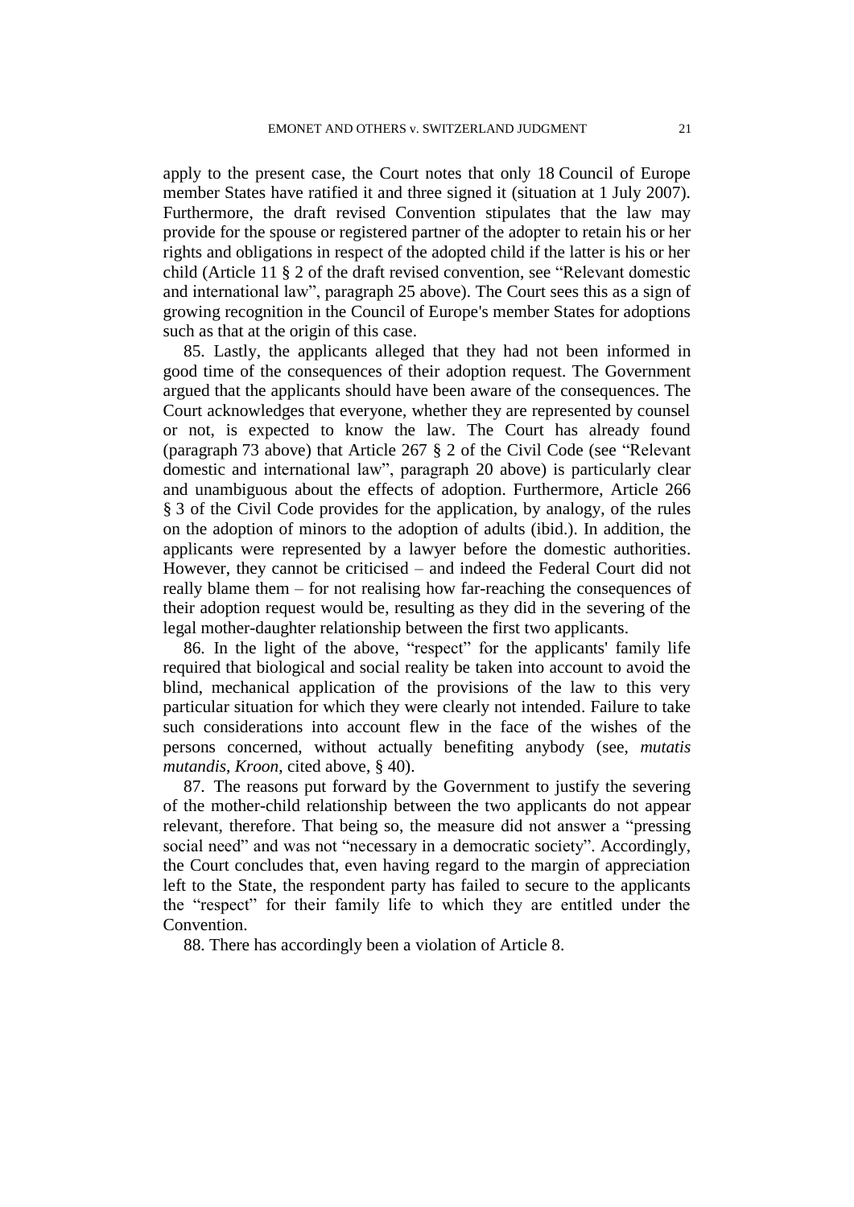apply to the present case, the Court notes that only 18 Council of Europe member States have ratified it and three signed it (situation at 1 July 2007). Furthermore, the draft revised Convention stipulates that the law may provide for the spouse or registered partner of the adopter to retain his or her rights and obligations in respect of the adopted child if the latter is his or her child (Article 11 § 2 of the draft revised convention, see "Relevant domestic and international law", paragraph 25 above). The Court sees this as a sign of growing recognition in the Council of Europe's member States for adoptions such as that at the origin of this case.

85. Lastly, the applicants alleged that they had not been informed in good time of the consequences of their adoption request. The Government argued that the applicants should have been aware of the consequences. The Court acknowledges that everyone, whether they are represented by counsel or not, is expected to know the law. The Court has already found (paragraph 73 above) that Article 267 § 2 of the Civil Code (see "Relevant domestic and international law", paragraph 20 above) is particularly clear and unambiguous about the effects of adoption. Furthermore, Article 266 § 3 of the Civil Code provides for the application, by analogy, of the rules on the adoption of minors to the adoption of adults (ibid.). In addition, the applicants were represented by a lawyer before the domestic authorities. However, they cannot be criticised – and indeed the Federal Court did not really blame them – for not realising how far-reaching the consequences of their adoption request would be, resulting as they did in the severing of the legal mother-daughter relationship between the first two applicants.

86. In the light of the above, "respect" for the applicants' family life required that biological and social reality be taken into account to avoid the blind, mechanical application of the provisions of the law to this very particular situation for which they were clearly not intended. Failure to take such considerations into account flew in the face of the wishes of the persons concerned, without actually benefiting anybody (see, *mutatis mutandis*, *Kroon*, cited above, § 40).

87. The reasons put forward by the Government to justify the severing of the mother-child relationship between the two applicants do not appear relevant, therefore. That being so, the measure did not answer a "pressing social need" and was not "necessary in a democratic society". Accordingly, the Court concludes that, even having regard to the margin of appreciation left to the State, the respondent party has failed to secure to the applicants the "respect" for their family life to which they are entitled under the Convention.

88. There has accordingly been a violation of Article 8.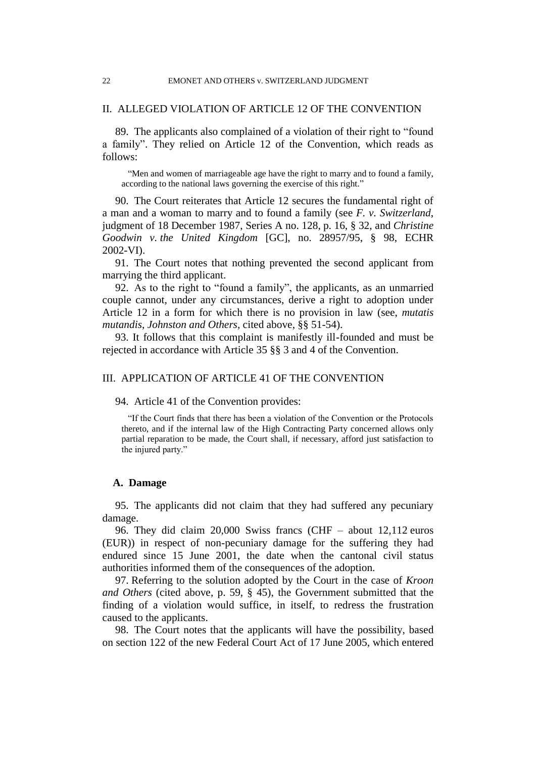## II. ALLEGED VIOLATION OF ARTICLE 12 OF THE CONVENTION

89. The applicants also complained of a violation of their right to "found a family". They relied on Article 12 of the Convention, which reads as follows:

> "Men and women of marriageable age have the right to marry and to found a family, according to the national laws governing the exercise of this right."

90. The Court reiterates that Article 12 secures the fundamental right of a man and a woman to marry and to found a family (see *F. v. Switzerland*, judgment of 18 December 1987, Series A no. 128, p. 16, § 32, and *Christine Goodwin v. the United Kingdom* [GC], no. 28957/95, § 98, ECHR 2002-VI).

91. The Court notes that nothing prevented the second applicant from marrying the third applicant.

92. As to the right to "found a family", the applicants, as an unmarried couple cannot, under any circumstances, derive a right to adoption under Article 12 in a form for which there is no provision in law (see, *mutatis mutandis*, *Johnston and Others*, cited above, §§ 51-54).

93. It follows that this complaint is manifestly ill-founded and must be rejected in accordance with Article 35 §§ 3 and 4 of the Convention.

## III. APPLICATION OF ARTICLE 41 OF THE CONVENTION

94. Article 41 of the Convention provides:

> "If the Court finds that there has been a violation of the Convention or the Protocols thereto, and if the internal law of the High Contracting Party concerned allows only partial reparation to be made, the Court shall, if necessary, afford just satisfaction to the injured party."

### A. Damage

95. The applicants did not claim that they had suffered any pecuniary damage.

96. They did claim 20,000 Swiss francs (CHF – about 12,112 euros (EUR)) in respect of non-pecuniary damage for the suffering they had endured since 15 June 2001, the date when the cantonal civil status authorities informed them of the consequences of the adoption.

97. Referring to the solution adopted by the Court in the case of *Kroon and Others* (cited above, p. 59, § 45), the Government submitted that the finding of a violation would suffice, in itself, to redress the frustration caused to the applicants.

98. The Court notes that the applicants will have the possibility, based on section 122 of the new Federal Court Act of 17 June 2005, which entered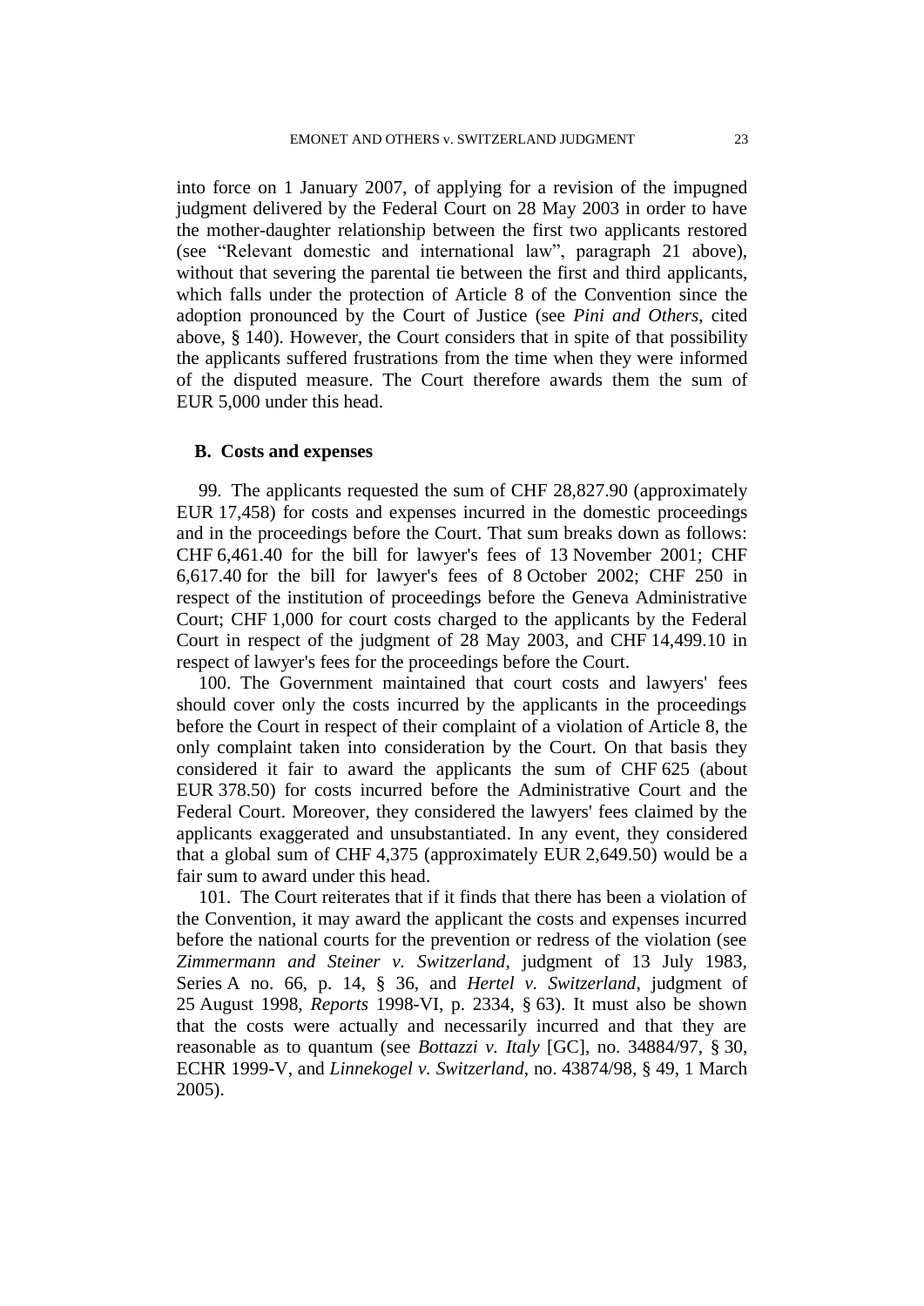into force on 1 January 2007, of applying for a revision of the impugned judgment delivered by the Federal Court on 28 May 2003 in order to have the mother-daughter relationship between the first two applicants restored (see "Relevant domestic and international law", paragraph 21 above), without that severing the parental tie between the first and third applicants, which falls under the protection of Article 8 of the Convention since the adoption pronounced by the Court of Justice (see *Pini and Others*, cited above, § 140). However, the Court considers that in spite of that possibility the applicants suffered frustrations from the time when they were informed of the disputed measure. The Court therefore awards them the sum of EUR 5,000 under this head.

### B. Costs and expenses

99. The applicants requested the sum of CHF 28,827.90 (approximately EUR 17,458) for costs and expenses incurred in the domestic proceedings and in the proceedings before the Court. That sum breaks down as follows: CHF 6,461.40 for the bill for lawyer's fees of 13 November 2001; CHF 6,617.40 for the bill for lawyer's fees of 8 October 2002; CHF 250 in respect of the institution of proceedings before the Geneva Administrative Court; CHF 1,000 for court costs charged to the applicants by the Federal Court in respect of the judgment of 28 May 2003, and CHF 14,499.10 in respect of lawyer's fees for the proceedings before the Court.

100. The Government maintained that court costs and lawyers' fees should cover only the costs incurred by the applicants in the proceedings before the Court in respect of their complaint of a violation of Article 8, the only complaint taken into consideration by the Court. On that basis they considered it fair to award the applicants the sum of CHF 625 (about EUR 378.50) for costs incurred before the Administrative Court and the Federal Court. Moreover, they considered the lawyers' fees claimed by the applicants exaggerated and unsubstantiated. In any event, they considered that a global sum of CHF 4,375 (approximately EUR 2,649.50) would be a fair sum to award under this head.

101. The Court reiterates that if it finds that there has been a violation of the Convention, it may award the applicant the costs and expenses incurred before the national courts for the prevention or redress of the violation (see *Zimmermann and Steiner v. Switzerland*, judgment of 13 July 1983, Series A no. 66, p. 14, § 36, and *Hertel v. Switzerland*, judgment of 25 August 1998, *Reports* 1998-VI, p. 2334, § 63). It must also be shown that the costs were actually and necessarily incurred and that they are reasonable as to quantum (see *Bottazzi v. Italy* [GC], no. 34884/97, § 30, ECHR 1999-V, and *Linnekogel v. Switzerland*, no. 43874/98, § 49, 1 March 2005).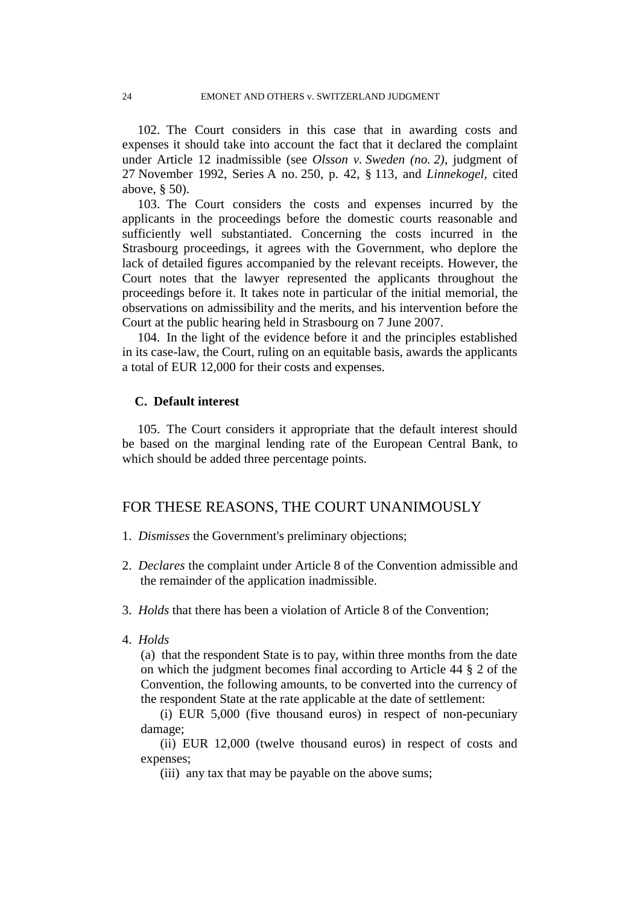102. The Court considers in this case that in awarding costs and expenses it should take into account the fact that it declared the complaint under Article 12 inadmissible (see *Olsson v. Sweden (no. 2)*, judgment of 27 November 1992, Series A no. 250, p. 42, § 113, and *Linnekogel*, cited above, § 50).

103. The Court considers the costs and expenses incurred by the applicants in the proceedings before the domestic courts reasonable and sufficiently well substantiated. Concerning the costs incurred in the Strasbourg proceedings, it agrees with the Government, who deplore the lack of detailed figures accompanied by the relevant receipts. However, the Court notes that the lawyer represented the applicants throughout the proceedings before it. It takes note in particular of the initial memorial, the observations on admissibility and the merits, and his intervention before the Court at the public hearing held in Strasbourg on 7 June 2007.

104. In the light of the evidence before it and the principles established in its case-law, the Court, ruling on an equitable basis, awards the applicants a total of EUR 12,000 for their costs and expenses.

### C. Default interest

105. The Court considers it appropriate that the default interest should be based on the marginal lending rate of the European Central Bank, to which should be added three percentage points.

## FOR THESE REASONS, THE COURT UNANIMOUSLY

1. *Dismisses* the Government's preliminary objections;

2. *Declares* the complaint under Article 8 of the Convention admissible and the remainder of the application inadmissible.

3. *Holds* that there has been a violation of Article 8 of the Convention;

4. *Holds*

   (a) that the respondent State is to pay, within three months from the date on which the judgment becomes final according to Article 44 § 2 of the Convention, the following amounts, to be converted into the currency of the respondent State at the rate applicable at the date of settlement:

   (i) EUR 5,000 (five thousand euros) in respect of non-pecuniary damage;

   (ii) EUR 12,000 (twelve thousand euros) in respect of costs and expenses;

   (iii) any tax that may be payable on the above sums;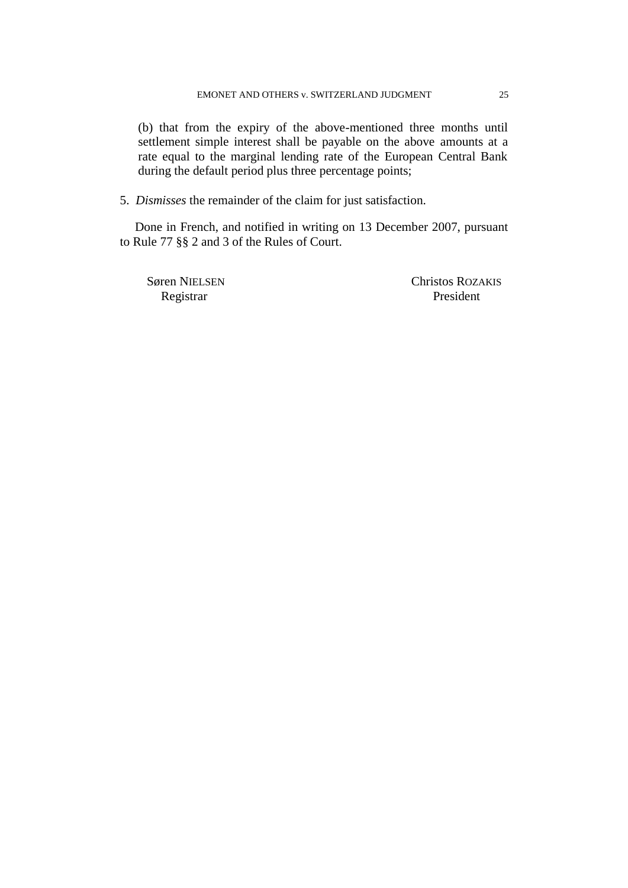(b) that from the expiry of the above-mentioned three months until settlement simple interest shall be payable on the above amounts at a rate equal to the marginal lending rate of the European Central Bank during the default period plus three percentage points;

5. *Dismisses* the remainder of the claim for just satisfaction.

Done in French, and notified in writing on 13 December 2007, pursuant to Rule 77 §§ 2 and 3 of the Rules of Court.

Søren NIELSEN
Registrar

Christos ROZAKIS
President